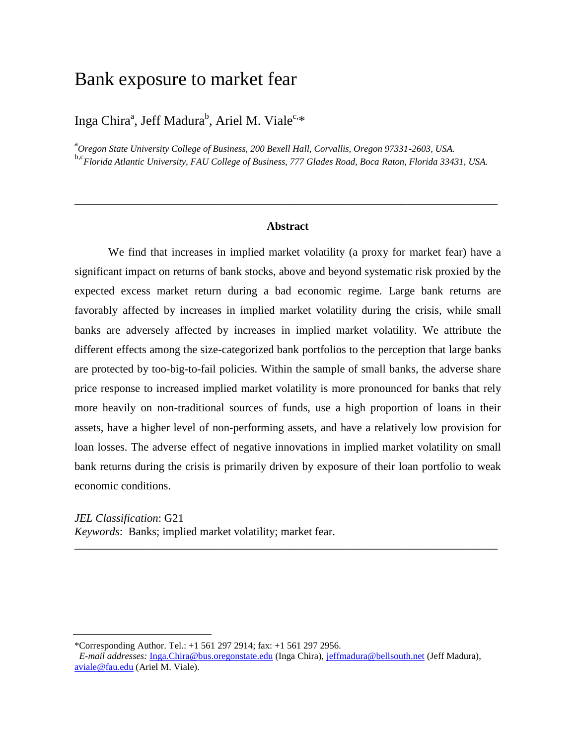# Bank exposure to market fear

Inga Chira[a], Jeff Madura[b], Ariel M. Viale[c,]*

[a]*Oregon State University College of Business, 200 Bexell Hall, Corvallis, Oregon 97331-2603, USA.*
[b,c]*Florida Atlantic University, FAU College of Business, 777 Glades Road, Boca Raton, Florida 33431, USA.*

---

**Abstract**

We find that increases in implied market volatility (a proxy for market fear) have a significant impact on returns of bank stocks, above and beyond systematic risk proxied by the expected excess market return during a bad economic regime. Large bank returns are favorably affected by increases in implied market volatility during the crisis, while small banks are adversely affected by increases in implied market volatility. We attribute the different effects among the size-categorized bank portfolios to the perception that large banks are protected by too-big-to-fail policies. Within the sample of small banks, the adverse share price response to increased implied market volatility is more pronounced for banks that rely more heavily on non-traditional sources of funds, use a high proportion of loans in their assets, have a higher level of non-performing assets, and have a relatively low provision for loan losses. The adverse effect of negative innovations in implied market volatility on small bank returns during the crisis is primarily driven by exposure of their loan portfolio to weak economic conditions.

*JEL Classification*: G21
*Keywords*: Banks; implied market volatility; market fear.

---

*Corresponding Author. Tel.: +1 561 297 2914; fax: +1 561 297 2956.
*E-mail addresses:* Inga.Chira@bus.oregonstate.edu (Inga Chira), jeffmadura@bellsouth.net (Jeff Madura), aviale@fau.edu (Ariel M. Viale).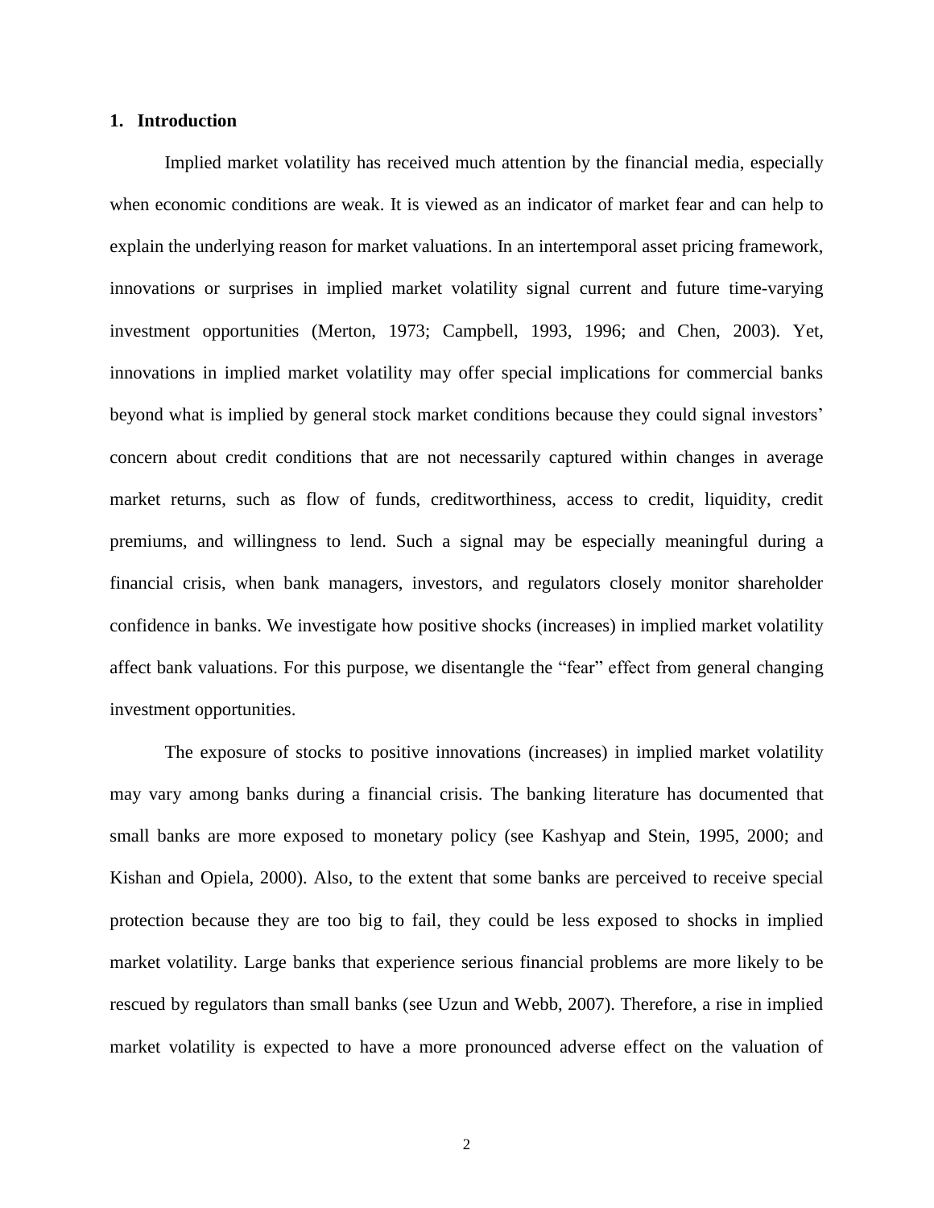## 1. Introduction

Implied market volatility has received much attention by the financial media, especially when economic conditions are weak. It is viewed as an indicator of market fear and can help to explain the underlying reason for market valuations. In an intertemporal asset pricing framework, innovations or surprises in implied market volatility signal current and future time-varying investment opportunities (Merton, 1973; Campbell, 1993, 1996; and Chen, 2003). Yet, innovations in implied market volatility may offer special implications for commercial banks beyond what is implied by general stock market conditions because they could signal investors' concern about credit conditions that are not necessarily captured within changes in average market returns, such as flow of funds, creditworthiness, access to credit, liquidity, credit premiums, and willingness to lend. Such a signal may be especially meaningful during a financial crisis, when bank managers, investors, and regulators closely monitor shareholder confidence in banks. We investigate how positive shocks (increases) in implied market volatility affect bank valuations. For this purpose, we disentangle the "fear" effect from general changing investment opportunities.

The exposure of stocks to positive innovations (increases) in implied market volatility may vary among banks during a financial crisis. The banking literature has documented that small banks are more exposed to monetary policy (see Kashyap and Stein, 1995, 2000; and Kishan and Opiela, 2000). Also, to the extent that some banks are perceived to receive special protection because they are too big to fail, they could be less exposed to shocks in implied market volatility. Large banks that experience serious financial problems are more likely to be rescued by regulators than small banks (see Uzun and Webb, 2007). Therefore, a rise in implied market volatility is expected to have a more pronounced adverse effect on the valuation of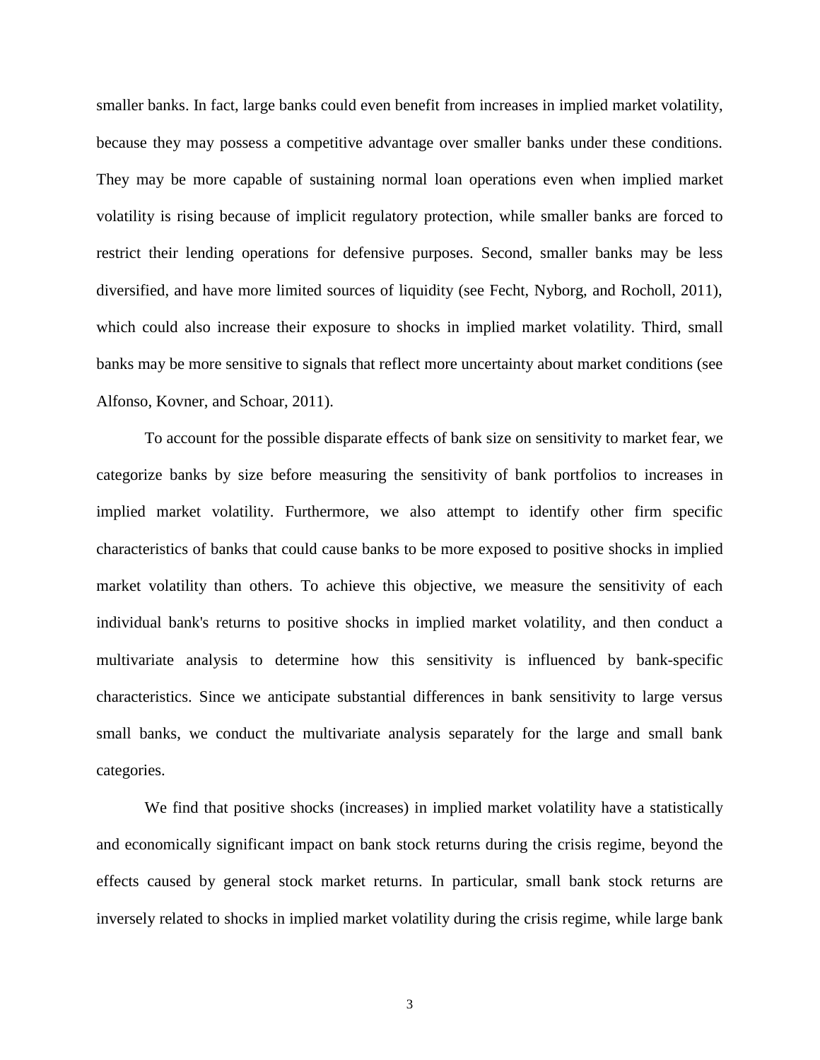smaller banks. In fact, large banks could even benefit from increases in implied market volatility, because they may possess a competitive advantage over smaller banks under these conditions. They may be more capable of sustaining normal loan operations even when implied market volatility is rising because of implicit regulatory protection, while smaller banks are forced to restrict their lending operations for defensive purposes. Second, smaller banks may be less diversified, and have more limited sources of liquidity (see Fecht, Nyborg, and Rocholl, 2011), which could also increase their exposure to shocks in implied market volatility. Third, small banks may be more sensitive to signals that reflect more uncertainty about market conditions (see Alfonso, Kovner, and Schoar, 2011).

To account for the possible disparate effects of bank size on sensitivity to market fear, we categorize banks by size before measuring the sensitivity of bank portfolios to increases in implied market volatility. Furthermore, we also attempt to identify other firm specific characteristics of banks that could cause banks to be more exposed to positive shocks in implied market volatility than others. To achieve this objective, we measure the sensitivity of each individual bank's returns to positive shocks in implied market volatility, and then conduct a multivariate analysis to determine how this sensitivity is influenced by bank-specific characteristics. Since we anticipate substantial differences in bank sensitivity to large versus small banks, we conduct the multivariate analysis separately for the large and small bank categories.

We find that positive shocks (increases) in implied market volatility have a statistically and economically significant impact on bank stock returns during the crisis regime, beyond the effects caused by general stock market returns. In particular, small bank stock returns are inversely related to shocks in implied market volatility during the crisis regime, while large bank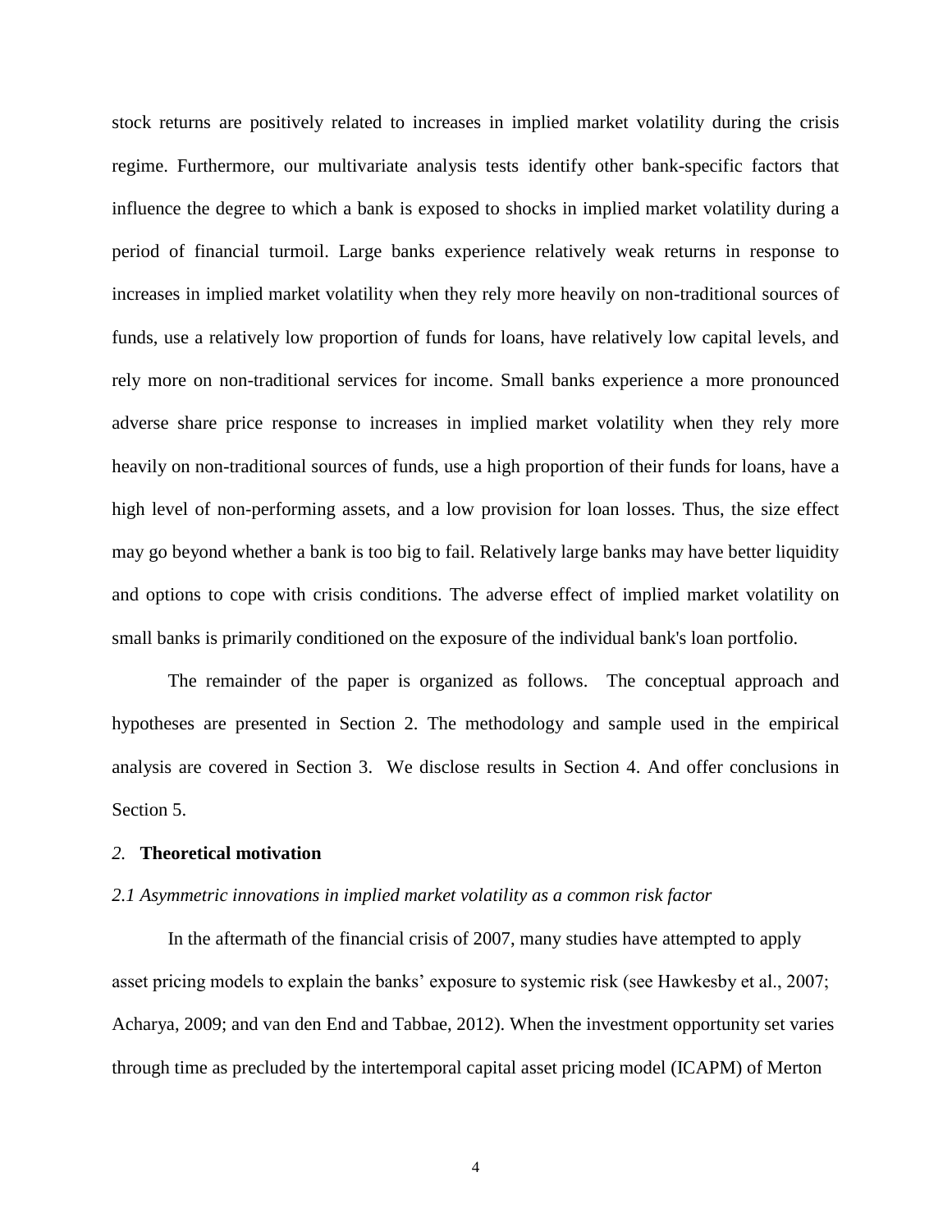stock returns are positively related to increases in implied market volatility during the crisis regime. Furthermore, our multivariate analysis tests identify other bank-specific factors that influence the degree to which a bank is exposed to shocks in implied market volatility during a period of financial turmoil. Large banks experience relatively weak returns in response to increases in implied market volatility when they rely more heavily on non-traditional sources of funds, use a relatively low proportion of funds for loans, have relatively low capital levels, and rely more on non-traditional services for income. Small banks experience a more pronounced adverse share price response to increases in implied market volatility when they rely more heavily on non-traditional sources of funds, use a high proportion of their funds for loans, have a high level of non-performing assets, and a low provision for loan losses. Thus, the size effect may go beyond whether a bank is too big to fail. Relatively large banks may have better liquidity and options to cope with crisis conditions. The adverse effect of implied market volatility on small banks is primarily conditioned on the exposure of the individual bank's loan portfolio.

The remainder of the paper is organized as follows. The conceptual approach and hypotheses are presented in Section 2. The methodology and sample used in the empirical analysis are covered in Section 3. We disclose results in Section 4. And offer conclusions in Section 5.

## *2.* **Theoretical motivation**

### *2.1 Asymmetric innovations in implied market volatility as a common risk factor*

In the aftermath of the financial crisis of 2007, many studies have attempted to apply asset pricing models to explain the banks' exposure to systemic risk (see Hawkesby et al., 2007; Acharya, 2009; and van den End and Tabbae, 2012). When the investment opportunity set varies through time as precluded by the intertemporal capital asset pricing model (ICAPM) of Merton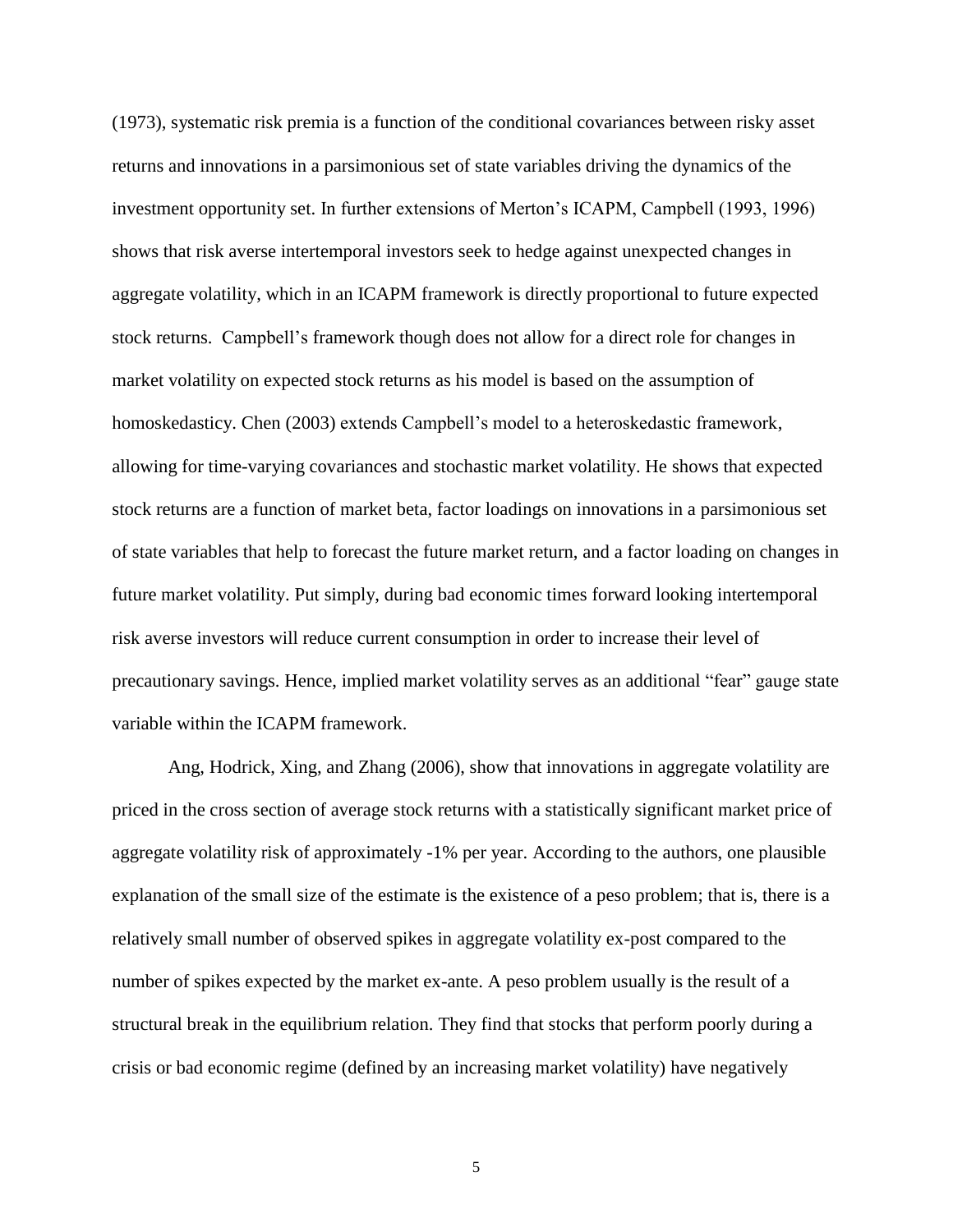(1973), systematic risk premia is a function of the conditional covariances between risky asset returns and innovations in a parsimonious set of state variables driving the dynamics of the investment opportunity set. In further extensions of Merton's ICAPM, Campbell (1993, 1996) shows that risk averse intertemporal investors seek to hedge against unexpected changes in aggregate volatility, which in an ICAPM framework is directly proportional to future expected stock returns. Campbell's framework though does not allow for a direct role for changes in market volatility on expected stock returns as his model is based on the assumption of homoskedasticy. Chen (2003) extends Campbell's model to a heteroskedastic framework, allowing for time-varying covariances and stochastic market volatility. He shows that expected stock returns are a function of market beta, factor loadings on innovations in a parsimonious set of state variables that help to forecast the future market return, and a factor loading on changes in future market volatility. Put simply, during bad economic times forward looking intertemporal risk averse investors will reduce current consumption in order to increase their level of precautionary savings. Hence, implied market volatility serves as an additional "fear" gauge state variable within the ICAPM framework.

Ang, Hodrick, Xing, and Zhang (2006), show that innovations in aggregate volatility are priced in the cross section of average stock returns with a statistically significant market price of aggregate volatility risk of approximately -1% per year. According to the authors, one plausible explanation of the small size of the estimate is the existence of a peso problem; that is, there is a relatively small number of observed spikes in aggregate volatility ex-post compared to the number of spikes expected by the market ex-ante. A peso problem usually is the result of a structural break in the equilibrium relation. They find that stocks that perform poorly during a crisis or bad economic regime (defined by an increasing market volatility) have negatively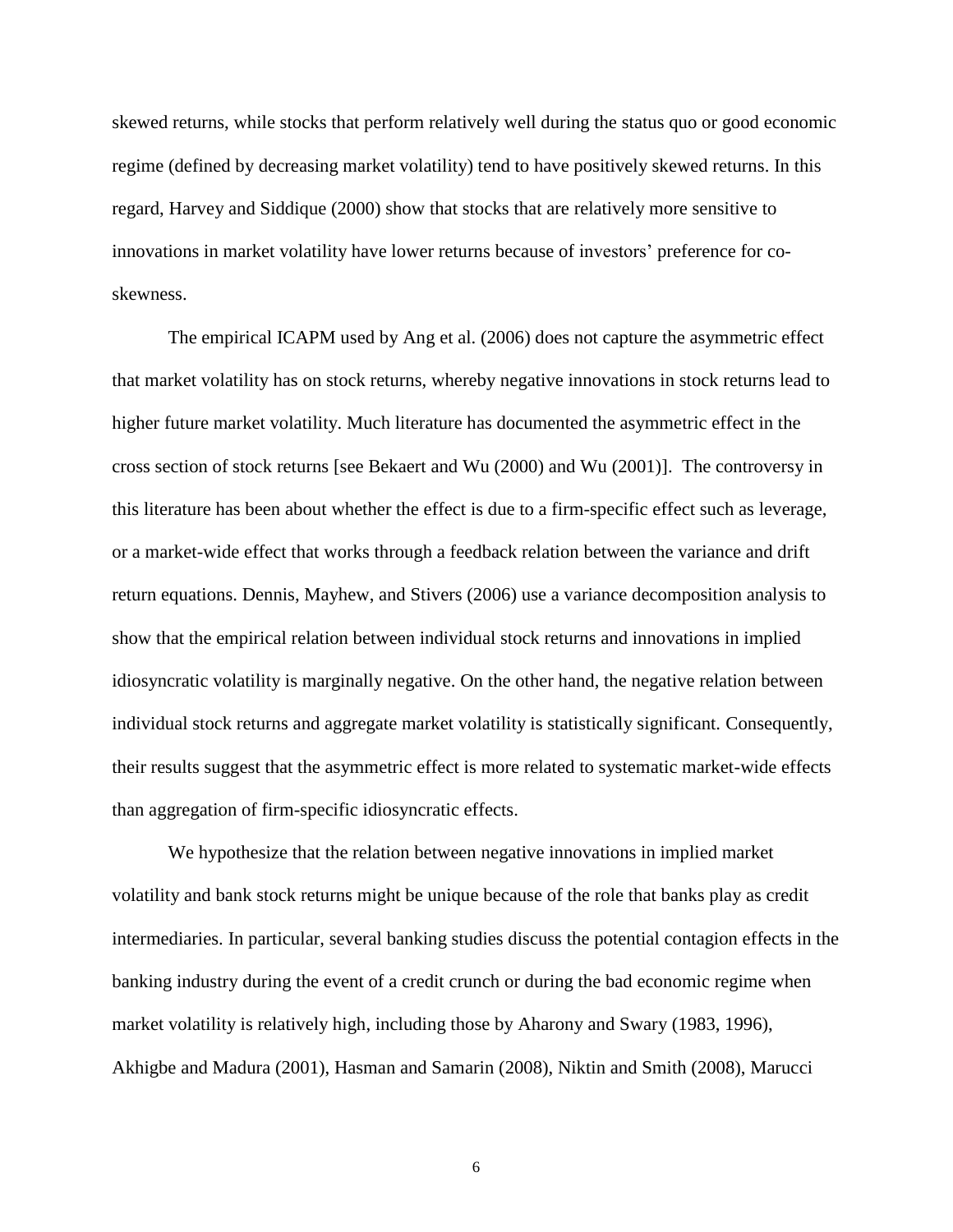skewed returns, while stocks that perform relatively well during the status quo or good economic regime (defined by decreasing market volatility) tend to have positively skewed returns. In this regard, Harvey and Siddique (2000) show that stocks that are relatively more sensitive to innovations in market volatility have lower returns because of investors' preference for co-skewness.

The empirical ICAPM used by Ang et al. (2006) does not capture the asymmetric effect that market volatility has on stock returns, whereby negative innovations in stock returns lead to higher future market volatility. Much literature has documented the asymmetric effect in the cross section of stock returns [see Bekaert and Wu (2000) and Wu (2001)]. The controversy in this literature has been about whether the effect is due to a firm-specific effect such as leverage, or a market-wide effect that works through a feedback relation between the variance and drift return equations. Dennis, Mayhew, and Stivers (2006) use a variance decomposition analysis to show that the empirical relation between individual stock returns and innovations in implied idiosyncratic volatility is marginally negative. On the other hand, the negative relation between individual stock returns and aggregate market volatility is statistically significant. Consequently, their results suggest that the asymmetric effect is more related to systematic market-wide effects than aggregation of firm-specific idiosyncratic effects.

We hypothesize that the relation between negative innovations in implied market volatility and bank stock returns might be unique because of the role that banks play as credit intermediaries. In particular, several banking studies discuss the potential contagion effects in the banking industry during the event of a credit crunch or during the bad economic regime when market volatility is relatively high, including those by Aharony and Swary (1983, 1996), Akhigbe and Madura (2001), Hasman and Samarin (2008), Niktin and Smith (2008), Marucci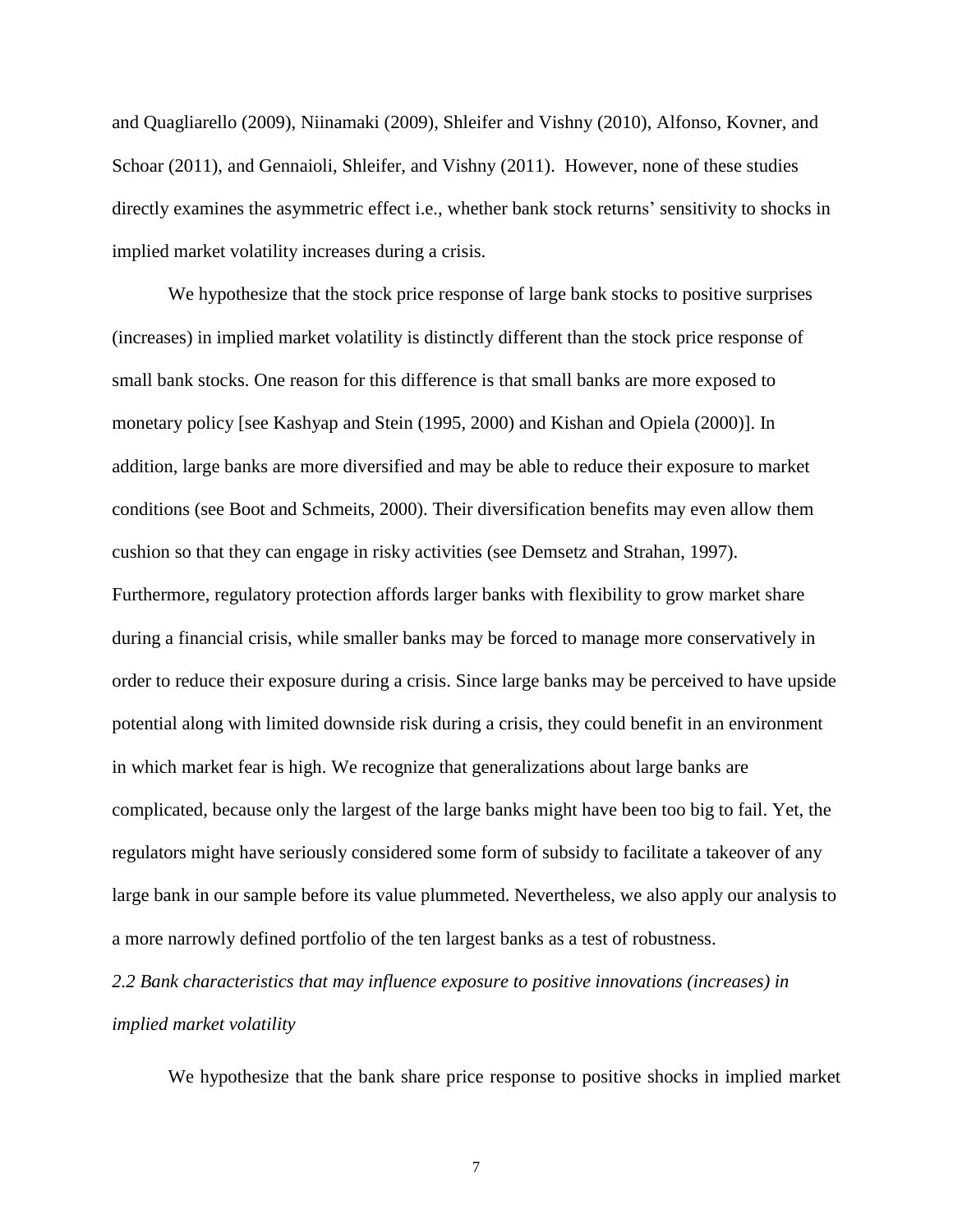and Quagliarello (2009), Niinamaki (2009), Shleifer and Vishny (2010), Alfonso, Kovner, and Schoar (2011), and Gennaioli, Shleifer, and Vishny (2011). However, none of these studies directly examines the asymmetric effect i.e., whether bank stock returns' sensitivity to shocks in implied market volatility increases during a crisis.

We hypothesize that the stock price response of large bank stocks to positive surprises (increases) in implied market volatility is distinctly different than the stock price response of small bank stocks. One reason for this difference is that small banks are more exposed to monetary policy [see Kashyap and Stein (1995, 2000) and Kishan and Opiela (2000)]. In addition, large banks are more diversified and may be able to reduce their exposure to market conditions (see Boot and Schmeits, 2000). Their diversification benefits may even allow them cushion so that they can engage in risky activities (see Demsetz and Strahan, 1997). Furthermore, regulatory protection affords larger banks with flexibility to grow market share during a financial crisis, while smaller banks may be forced to manage more conservatively in order to reduce their exposure during a crisis. Since large banks may be perceived to have upside potential along with limited downside risk during a crisis, they could benefit in an environment in which market fear is high. We recognize that generalizations about large banks are complicated, because only the largest of the large banks might have been too big to fail. Yet, the regulators might have seriously considered some form of subsidy to facilitate a takeover of any large bank in our sample before its value plummeted. Nevertheless, we also apply our analysis to a more narrowly defined portfolio of the ten largest banks as a test of robustness.

### *2.2 Bank characteristics that may influence exposure to positive innovations (increases) in implied market volatility*

We hypothesize that the bank share price response to positive shocks in implied market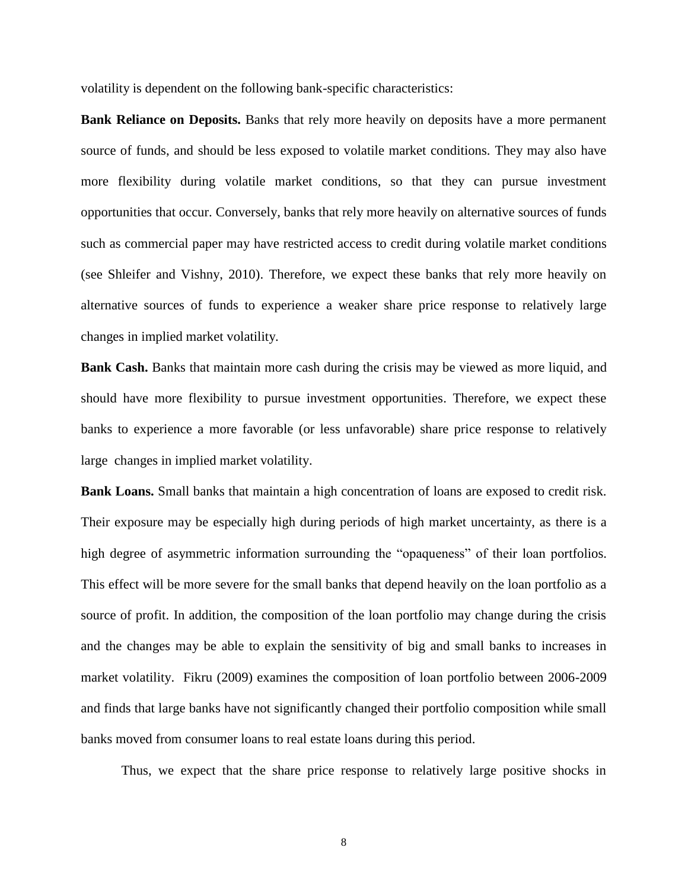volatility is dependent on the following bank-specific characteristics:

**Bank Reliance on Deposits.** Banks that rely more heavily on deposits have a more permanent source of funds, and should be less exposed to volatile market conditions. They may also have more flexibility during volatile market conditions, so that they can pursue investment opportunities that occur. Conversely, banks that rely more heavily on alternative sources of funds such as commercial paper may have restricted access to credit during volatile market conditions (see Shleifer and Vishny, 2010). Therefore, we expect these banks that rely more heavily on alternative sources of funds to experience a weaker share price response to relatively large changes in implied market volatility.

**Bank Cash.** Banks that maintain more cash during the crisis may be viewed as more liquid, and should have more flexibility to pursue investment opportunities. Therefore, we expect these banks to experience a more favorable (or less unfavorable) share price response to relatively large changes in implied market volatility.

**Bank Loans.** Small banks that maintain a high concentration of loans are exposed to credit risk. Their exposure may be especially high during periods of high market uncertainty, as there is a high degree of asymmetric information surrounding the "opaqueness" of their loan portfolios. This effect will be more severe for the small banks that depend heavily on the loan portfolio as a source of profit. In addition, the composition of the loan portfolio may change during the crisis and the changes may be able to explain the sensitivity of big and small banks to increases in market volatility. Fikru (2009) examines the composition of loan portfolio between 2006-2009 and finds that large banks have not significantly changed their portfolio composition while small banks moved from consumer loans to real estate loans during this period.

Thus, we expect that the share price response to relatively large positive shocks in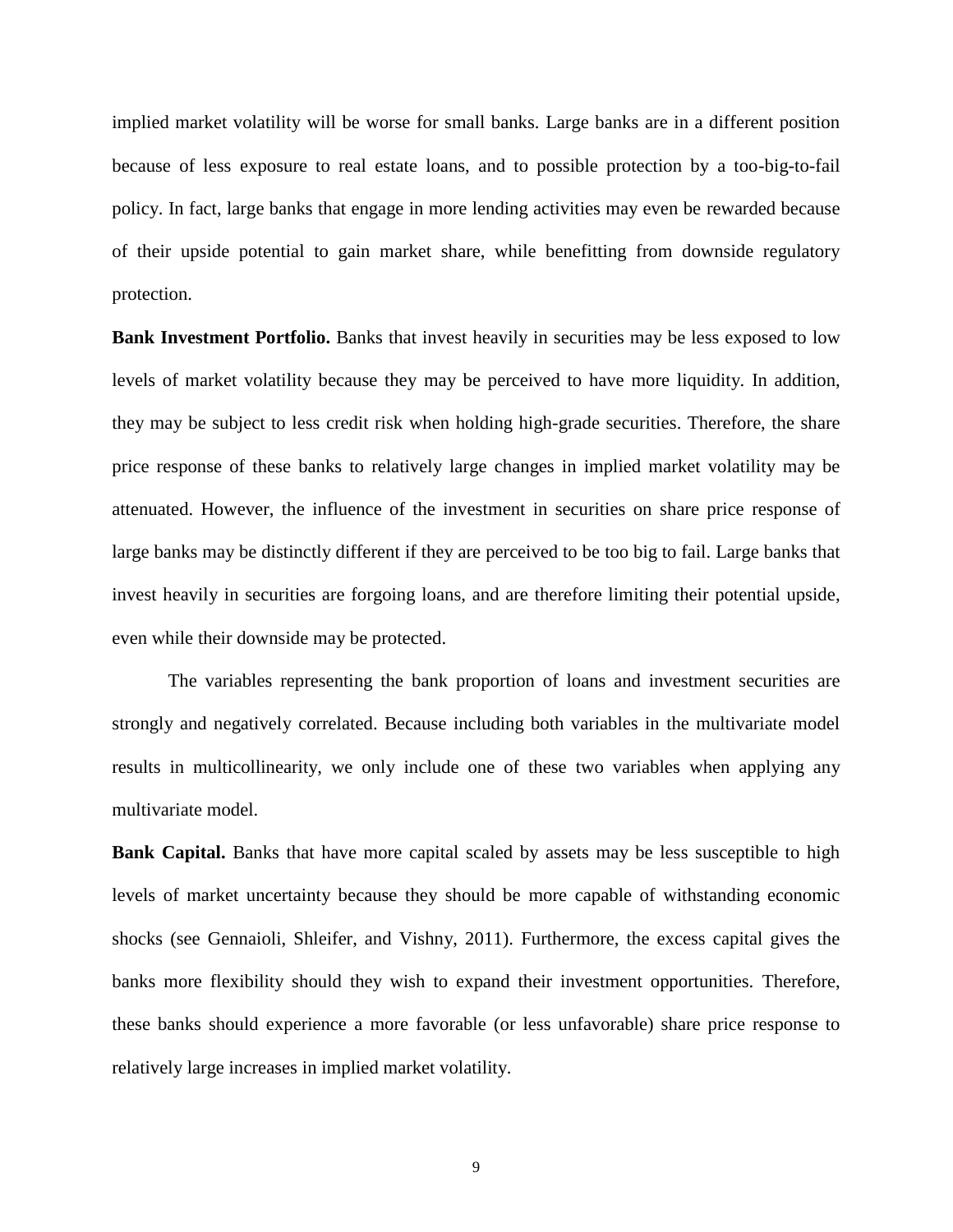implied market volatility will be worse for small banks. Large banks are in a different position because of less exposure to real estate loans, and to possible protection by a too-big-to-fail policy. In fact, large banks that engage in more lending activities may even be rewarded because of their upside potential to gain market share, while benefitting from downside regulatory protection.

**Bank Investment Portfolio.** Banks that invest heavily in securities may be less exposed to low levels of market volatility because they may be perceived to have more liquidity. In addition, they may be subject to less credit risk when holding high-grade securities. Therefore, the share price response of these banks to relatively large changes in implied market volatility may be attenuated. However, the influence of the investment in securities on share price response of large banks may be distinctly different if they are perceived to be too big to fail. Large banks that invest heavily in securities are forgoing loans, and are therefore limiting their potential upside, even while their downside may be protected.

The variables representing the bank proportion of loans and investment securities are strongly and negatively correlated. Because including both variables in the multivariate model results in multicollinearity, we only include one of these two variables when applying any multivariate model.

**Bank Capital.** Banks that have more capital scaled by assets may be less susceptible to high levels of market uncertainty because they should be more capable of withstanding economic shocks (see Gennaioli, Shleifer, and Vishny, 2011). Furthermore, the excess capital gives the banks more flexibility should they wish to expand their investment opportunities. Therefore, these banks should experience a more favorable (or less unfavorable) share price response to relatively large increases in implied market volatility.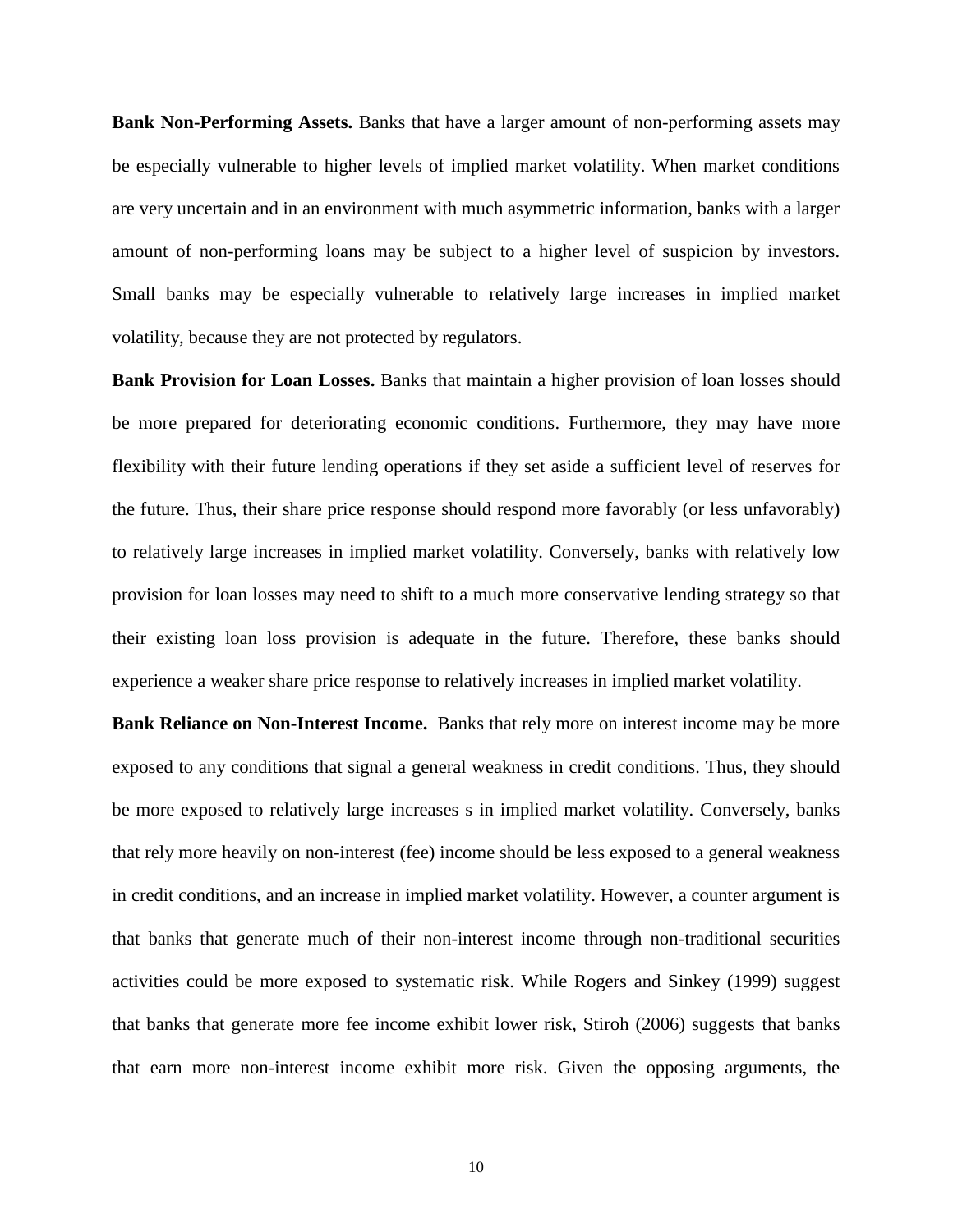**Bank Non-Performing Assets.** Banks that have a larger amount of non-performing assets may be especially vulnerable to higher levels of implied market volatility. When market conditions are very uncertain and in an environment with much asymmetric information, banks with a larger amount of non-performing loans may be subject to a higher level of suspicion by investors. Small banks may be especially vulnerable to relatively large increases in implied market volatility, because they are not protected by regulators.

**Bank Provision for Loan Losses.** Banks that maintain a higher provision of loan losses should be more prepared for deteriorating economic conditions. Furthermore, they may have more flexibility with their future lending operations if they set aside a sufficient level of reserves for the future. Thus, their share price response should respond more favorably (or less unfavorably) to relatively large increases in implied market volatility. Conversely, banks with relatively low provision for loan losses may need to shift to a much more conservative lending strategy so that their existing loan loss provision is adequate in the future. Therefore, these banks should experience a weaker share price response to relatively increases in implied market volatility.

**Bank Reliance on Non-Interest Income.** Banks that rely more on interest income may be more exposed to any conditions that signal a general weakness in credit conditions. Thus, they should be more exposed to relatively large increases s in implied market volatility. Conversely, banks that rely more heavily on non-interest (fee) income should be less exposed to a general weakness in credit conditions, and an increase in implied market volatility. However, a counter argument is that banks that generate much of their non-interest income through non-traditional securities activities could be more exposed to systematic risk. While Rogers and Sinkey (1999) suggest that banks that generate more fee income exhibit lower risk, Stiroh (2006) suggests that banks that earn more non-interest income exhibit more risk. Given the opposing arguments, the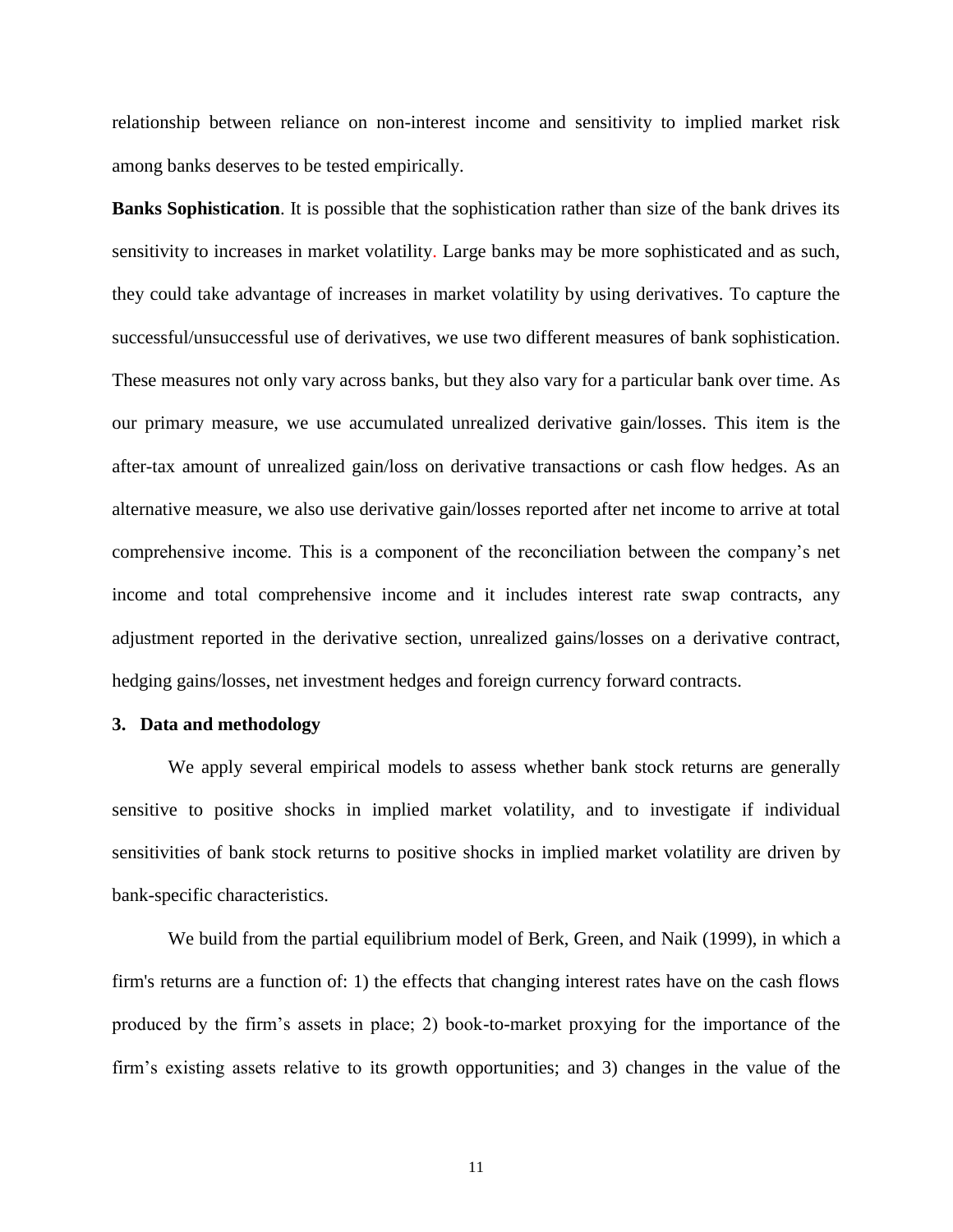relationship between reliance on non-interest income and sensitivity to implied market risk among banks deserves to be tested empirically.

**Banks Sophistication**. It is possible that the sophistication rather than size of the bank drives its sensitivity to increases in market volatility. Large banks may be more sophisticated and as such, they could take advantage of increases in market volatility by using derivatives. To capture the successful/unsuccessful use of derivatives, we use two different measures of bank sophistication. These measures not only vary across banks, but they also vary for a particular bank over time. As our primary measure, we use accumulated unrealized derivative gain/losses. This item is the after-tax amount of unrealized gain/loss on derivative transactions or cash flow hedges. As an alternative measure, we also use derivative gain/losses reported after net income to arrive at total comprehensive income. This is a component of the reconciliation between the company's net income and total comprehensive income and it includes interest rate swap contracts, any adjustment reported in the derivative section, unrealized gains/losses on a derivative contract, hedging gains/losses, net investment hedges and foreign currency forward contracts.

## 3. Data and methodology

We apply several empirical models to assess whether bank stock returns are generally sensitive to positive shocks in implied market volatility, and to investigate if individual sensitivities of bank stock returns to positive shocks in implied market volatility are driven by bank-specific characteristics.

We build from the partial equilibrium model of Berk, Green, and Naik (1999), in which a firm's returns are a function of: 1) the effects that changing interest rates have on the cash flows produced by the firm's assets in place; 2) book-to-market proxying for the importance of the firm's existing assets relative to its growth opportunities; and 3) changes in the value of the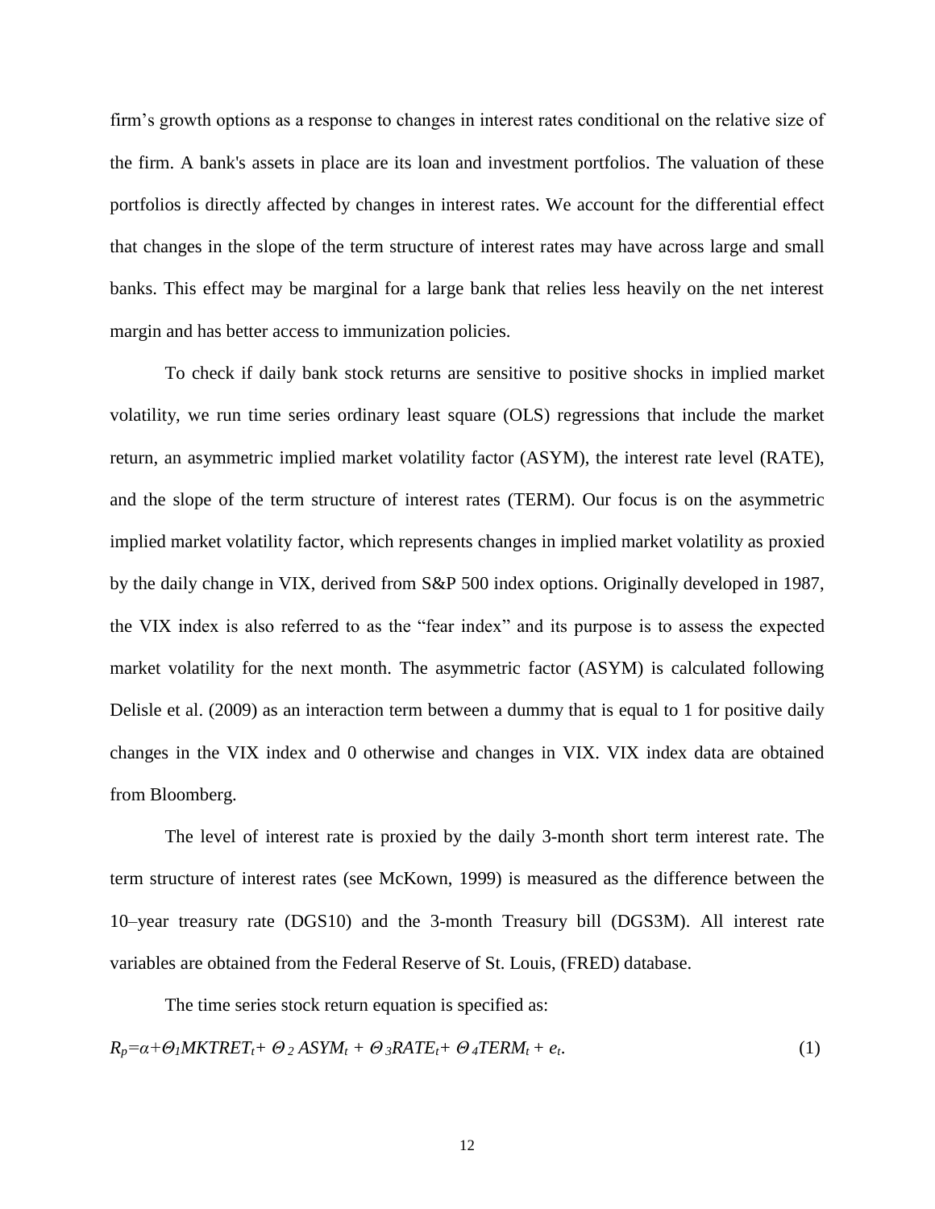firm's growth options as a response to changes in interest rates conditional on the relative size of the firm. A bank's assets in place are its loan and investment portfolios. The valuation of these portfolios is directly affected by changes in interest rates. We account for the differential effect that changes in the slope of the term structure of interest rates may have across large and small banks. This effect may be marginal for a large bank that relies less heavily on the net interest margin and has better access to immunization policies.

To check if daily bank stock returns are sensitive to positive shocks in implied market volatility, we run time series ordinary least square (OLS) regressions that include the market return, an asymmetric implied market volatility factor (ASYM), the interest rate level (RATE), and the slope of the term structure of interest rates (TERM). Our focus is on the asymmetric implied market volatility factor, which represents changes in implied market volatility as proxied by the daily change in VIX, derived from S&P 500 index options. Originally developed in 1987, the VIX index is also referred to as the "fear index" and its purpose is to assess the expected market volatility for the next month. The asymmetric factor (ASYM) is calculated following Delisle et al. (2009) as an interaction term between a dummy that is equal to 1 for positive daily changes in the VIX index and 0 otherwise and changes in VIX. VIX index data are obtained from Bloomberg.

The level of interest rate is proxied by the daily 3-month short term interest rate. The term structure of interest rates (see McKown, 1999) is measured as the difference between the 10–year treasury rate (DGS10) and the 3-month Treasury bill (DGS3M). All interest rate variables are obtained from the Federal Reserve of St. Louis, (FRED) database.

The time series stock return equation is specified as:

$$R_p = \alpha + \Theta_1 MKTRET_t + \Theta_2 ASYM_t + \Theta_3 RATE_t + \Theta_4 TERM_t + e_t. \tag{1}$$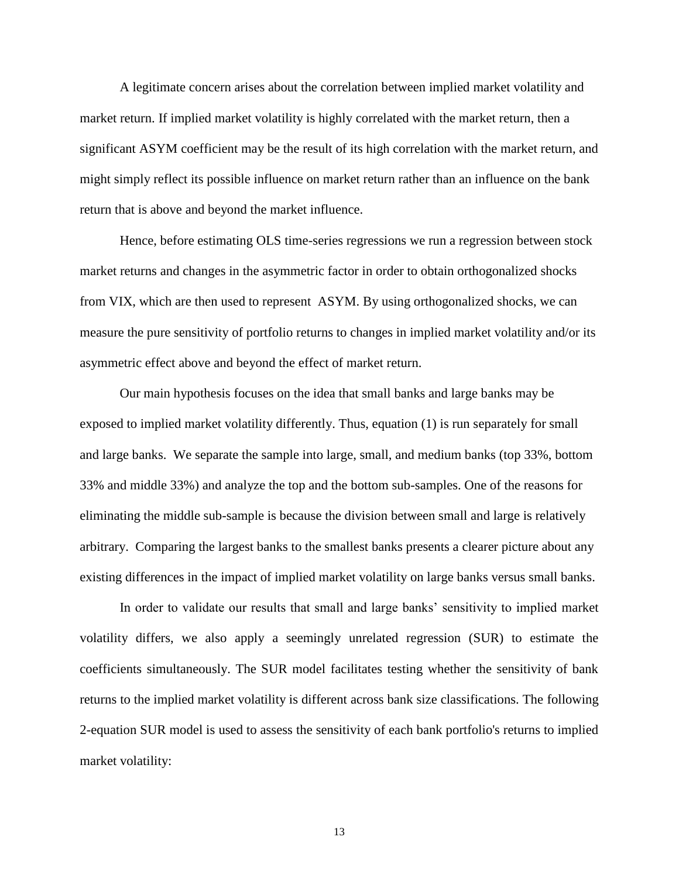A legitimate concern arises about the correlation between implied market volatility and market return. If implied market volatility is highly correlated with the market return, then a significant ASYM coefficient may be the result of its high correlation with the market return, and might simply reflect its possible influence on market return rather than an influence on the bank return that is above and beyond the market influence.

Hence, before estimating OLS time-series regressions we run a regression between stock market returns and changes in the asymmetric factor in order to obtain orthogonalized shocks from VIX, which are then used to represent ASYM. By using orthogonalized shocks, we can measure the pure sensitivity of portfolio returns to changes in implied market volatility and/or its asymmetric effect above and beyond the effect of market return.

Our main hypothesis focuses on the idea that small banks and large banks may be exposed to implied market volatility differently. Thus, equation (1) is run separately for small and large banks. We separate the sample into large, small, and medium banks (top 33%, bottom 33% and middle 33%) and analyze the top and the bottom sub-samples. One of the reasons for eliminating the middle sub-sample is because the division between small and large is relatively arbitrary. Comparing the largest banks to the smallest banks presents a clearer picture about any existing differences in the impact of implied market volatility on large banks versus small banks.

In order to validate our results that small and large banks' sensitivity to implied market volatility differs, we also apply a seemingly unrelated regression (SUR) to estimate the coefficients simultaneously. The SUR model facilitates testing whether the sensitivity of bank returns to the implied market volatility is different across bank size classifications. The following 2-equation SUR model is used to assess the sensitivity of each bank portfolio's returns to implied market volatility: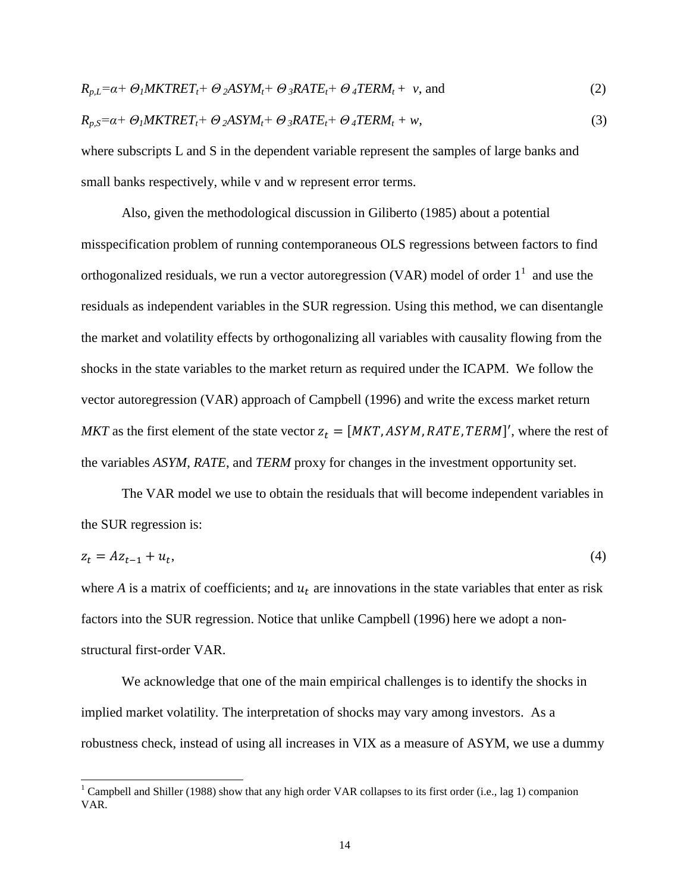$$R_{p,L}=\alpha+ \Theta_1 MKTRET_t+ \Theta_2 ASYM_t+ \Theta_3 RATE_t+ \Theta_4 TERM_t + v, \text{ and} \tag{2}$$

$$R_{p,S}=\alpha+ \Theta_1 MKTRET_t+ \Theta_2 ASYM_t+ \Theta_3 RATE_t+ \Theta_4 TERM_t + w, \tag{3}$$

where subscripts L and S in the dependent variable represent the samples of large banks and small banks respectively, while v and w represent error terms.

Also, given the methodological discussion in Giliberto (1985) about a potential misspecification problem of running contemporaneous OLS regressions between factors to find orthogonalized residuals, we run a vector autoregression (VAR) model of order 1[1] and use the residuals as independent variables in the SUR regression. Using this method, we can disentangle the market and volatility effects by orthogonalizing all variables with causality flowing from the shocks in the state variables to the market return as required under the ICAPM. We follow the vector autoregression (VAR) approach of Campbell (1996) and write the excess market return *MKT* as the first element of the state vector $z_t = [MKT, ASYM, RATE, TERM]'$, where the rest of the variables *ASYM*, *RATE*, and *TERM* proxy for changes in the investment opportunity set.

The VAR model we use to obtain the residuals that will become independent variables in the SUR regression is:

$$z_t = Az_{t-1} + u_t, \tag{4}$$

where *A* is a matrix of coefficients; and $u_t$ are innovations in the state variables that enter as risk factors into the SUR regression. Notice that unlike Campbell (1996) here we adopt a non-structural first-order VAR.

We acknowledge that one of the main empirical challenges is to identify the shocks in implied market volatility. The interpretation of shocks may vary among investors. As a robustness check, instead of using all increases in VIX as a measure of ASYM, we use a dummy

[1] Campbell and Shiller (1988) show that any high order VAR collapses to its first order (i.e., lag 1) companion VAR.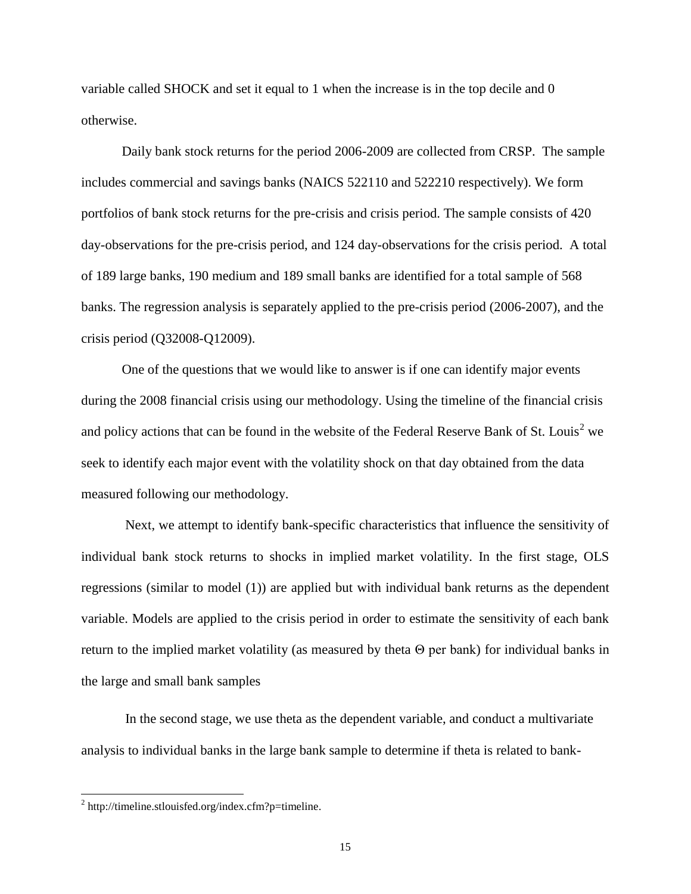variable called SHOCK and set it equal to 1 when the increase is in the top decile and 0 otherwise.

Daily bank stock returns for the period 2006-2009 are collected from CRSP. The sample includes commercial and savings banks (NAICS 522110 and 522210 respectively). We form portfolios of bank stock returns for the pre-crisis and crisis period. The sample consists of 420 day-observations for the pre-crisis period, and 124 day-observations for the crisis period. A total of 189 large banks, 190 medium and 189 small banks are identified for a total sample of 568 banks. The regression analysis is separately applied to the pre-crisis period (2006-2007), and the crisis period (Q32008-Q12009).

One of the questions that we would like to answer is if one can identify major events during the 2008 financial crisis using our methodology. Using the timeline of the financial crisis and policy actions that can be found in the website of the Federal Reserve Bank of St. Louis[2] we seek to identify each major event with the volatility shock on that day obtained from the data measured following our methodology.

Next, we attempt to identify bank-specific characteristics that influence the sensitivity of individual bank stock returns to shocks in implied market volatility. In the first stage, OLS regressions (similar to model (1)) are applied but with individual bank returns as the dependent variable. Models are applied to the crisis period in order to estimate the sensitivity of each bank return to the implied market volatility (as measured by theta $\Theta$ per bank) for individual banks in the large and small bank samples

In the second stage, we use theta as the dependent variable, and conduct a multivariate analysis to individual banks in the large bank sample to determine if theta is related to bank-

[2] http://timeline.stlouisfed.org/index.cfm?p=timeline.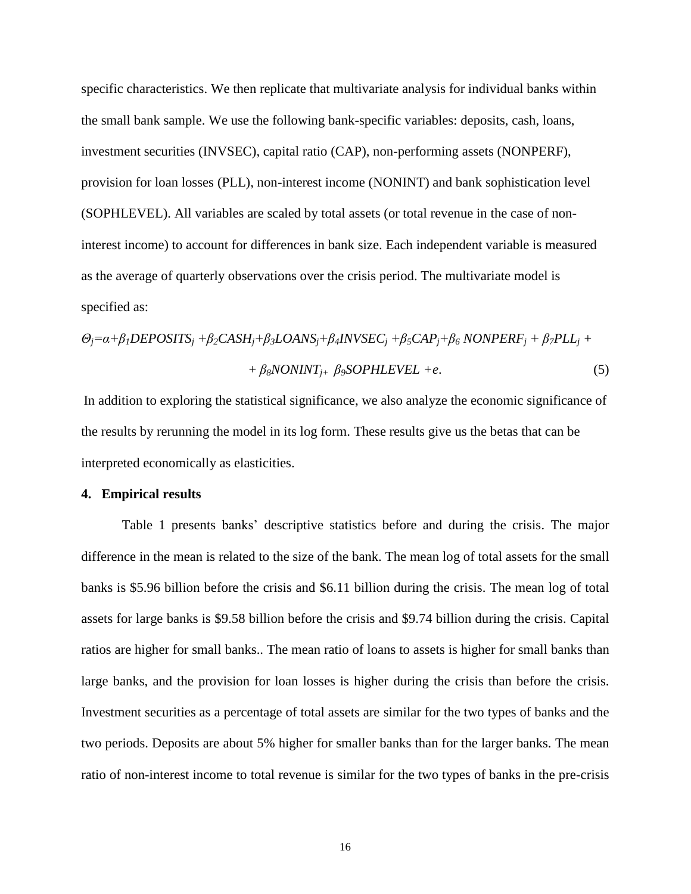specific characteristics. We then replicate that multivariate analysis for individual banks within the small bank sample. We use the following bank-specific variables: deposits, cash, loans, investment securities (INVSEC), capital ratio (CAP), non-performing assets (NONPERF), provision for loan losses (PLL), non-interest income (NONINT) and bank sophistication level (SOPHLEVEL). All variables are scaled by total assets (or total revenue in the case of non-interest income) to account for differences in bank size. Each independent variable is measured as the average of quarterly observations over the crisis period. The multivariate model is specified as:

$$\Theta_j=\alpha+\beta_1 DEPOSITS_j+\beta_2 CASH_j+\beta_3 LOANS_j+\beta_4 INVSEC_j+\beta_5 CAP_j+\beta_6\, NONPERF_j+\beta_7 PLL_j+ \\ +\beta_8 NONINT_j+\beta_9 SOPHLEVEL+e. \quad (5)$$

In addition to exploring the statistical significance, we also analyze the economic significance of the results by rerunning the model in its log form. These results give us the betas that can be interpreted economically as elasticities.

## 4. Empirical results

Table 1 presents banks' descriptive statistics before and during the crisis. The major difference in the mean is related to the size of the bank. The mean log of total assets for the small banks is \$5.96 billion before the crisis and \$6.11 billion during the crisis. The mean log of total assets for large banks is \$9.58 billion before the crisis and \$9.74 billion during the crisis. Capital ratios are higher for small banks.. The mean ratio of loans to assets is higher for small banks than large banks, and the provision for loan losses is higher during the crisis than before the crisis. Investment securities as a percentage of total assets are similar for the two types of banks and the two periods. Deposits are about 5% higher for smaller banks than for the larger banks. The mean ratio of non-interest income to total revenue is similar for the two types of banks in the pre-crisis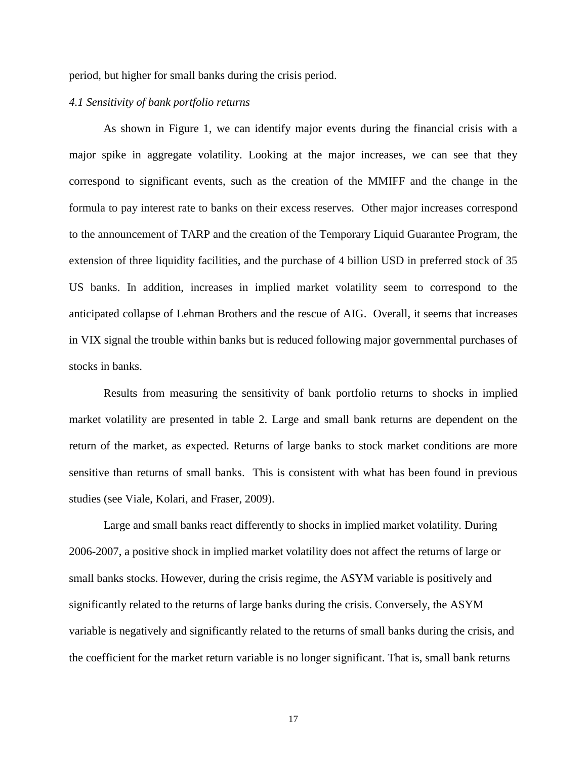period, but higher for small banks during the crisis period.

*4.1 Sensitivity of bank portfolio returns*

As shown in Figure 1, we can identify major events during the financial crisis with a major spike in aggregate volatility. Looking at the major increases, we can see that they correspond to significant events, such as the creation of the MMIFF and the change in the formula to pay interest rate to banks on their excess reserves. Other major increases correspond to the announcement of TARP and the creation of the Temporary Liquid Guarantee Program, the extension of three liquidity facilities, and the purchase of 4 billion USD in preferred stock of 35 US banks. In addition, increases in implied market volatility seem to correspond to the anticipated collapse of Lehman Brothers and the rescue of AIG. Overall, it seems that increases in VIX signal the trouble within banks but is reduced following major governmental purchases of stocks in banks.

Results from measuring the sensitivity of bank portfolio returns to shocks in implied market volatility are presented in table 2. Large and small bank returns are dependent on the return of the market, as expected. Returns of large banks to stock market conditions are more sensitive than returns of small banks. This is consistent with what has been found in previous studies (see Viale, Kolari, and Fraser, 2009).

Large and small banks react differently to shocks in implied market volatility. During 2006-2007, a positive shock in implied market volatility does not affect the returns of large or small banks stocks. However, during the crisis regime, the ASYM variable is positively and significantly related to the returns of large banks during the crisis. Conversely, the ASYM variable is negatively and significantly related to the returns of small banks during the crisis, and the coefficient for the market return variable is no longer significant. That is, small bank returns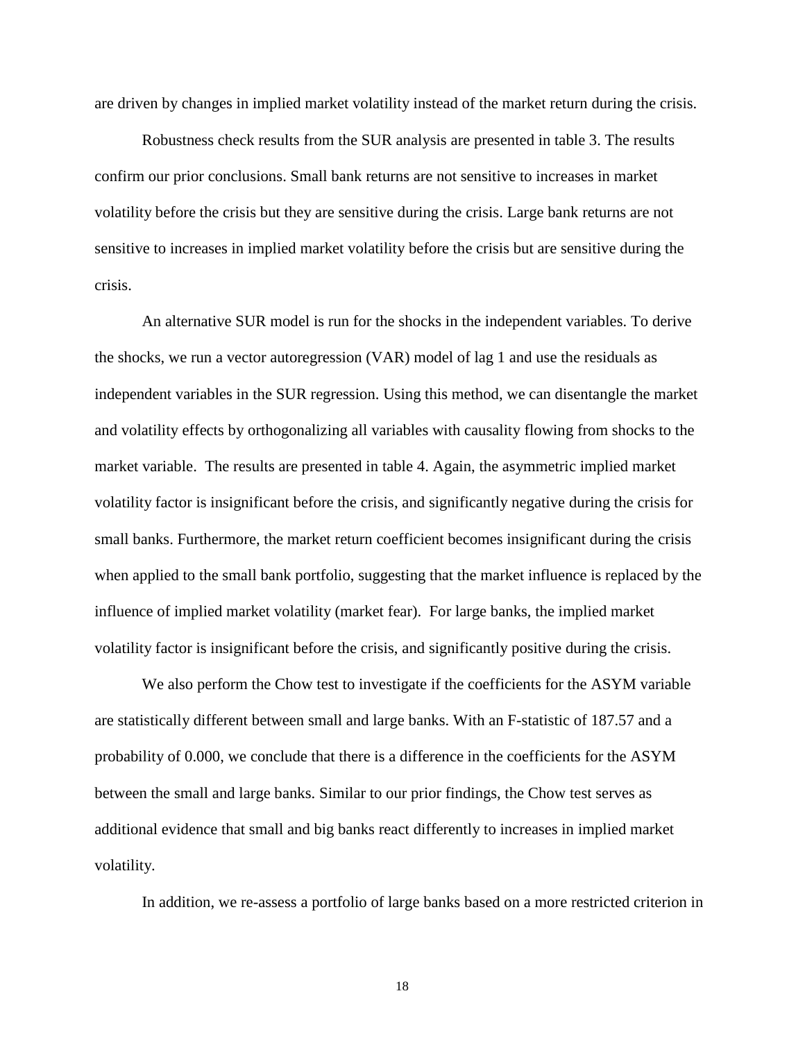are driven by changes in implied market volatility instead of the market return during the crisis.

Robustness check results from the SUR analysis are presented in table 3. The results confirm our prior conclusions. Small bank returns are not sensitive to increases in market volatility before the crisis but they are sensitive during the crisis. Large bank returns are not sensitive to increases in implied market volatility before the crisis but are sensitive during the crisis.

An alternative SUR model is run for the shocks in the independent variables. To derive the shocks, we run a vector autoregression (VAR) model of lag 1 and use the residuals as independent variables in the SUR regression. Using this method, we can disentangle the market and volatility effects by orthogonalizing all variables with causality flowing from shocks to the market variable. The results are presented in table 4. Again, the asymmetric implied market volatility factor is insignificant before the crisis, and significantly negative during the crisis for small banks. Furthermore, the market return coefficient becomes insignificant during the crisis when applied to the small bank portfolio, suggesting that the market influence is replaced by the influence of implied market volatility (market fear). For large banks, the implied market volatility factor is insignificant before the crisis, and significantly positive during the crisis.

We also perform the Chow test to investigate if the coefficients for the ASYM variable are statistically different between small and large banks. With an F-statistic of 187.57 and a probability of 0.000, we conclude that there is a difference in the coefficients for the ASYM between the small and large banks. Similar to our prior findings, the Chow test serves as additional evidence that small and big banks react differently to increases in implied market volatility.

In addition, we re-assess a portfolio of large banks based on a more restricted criterion in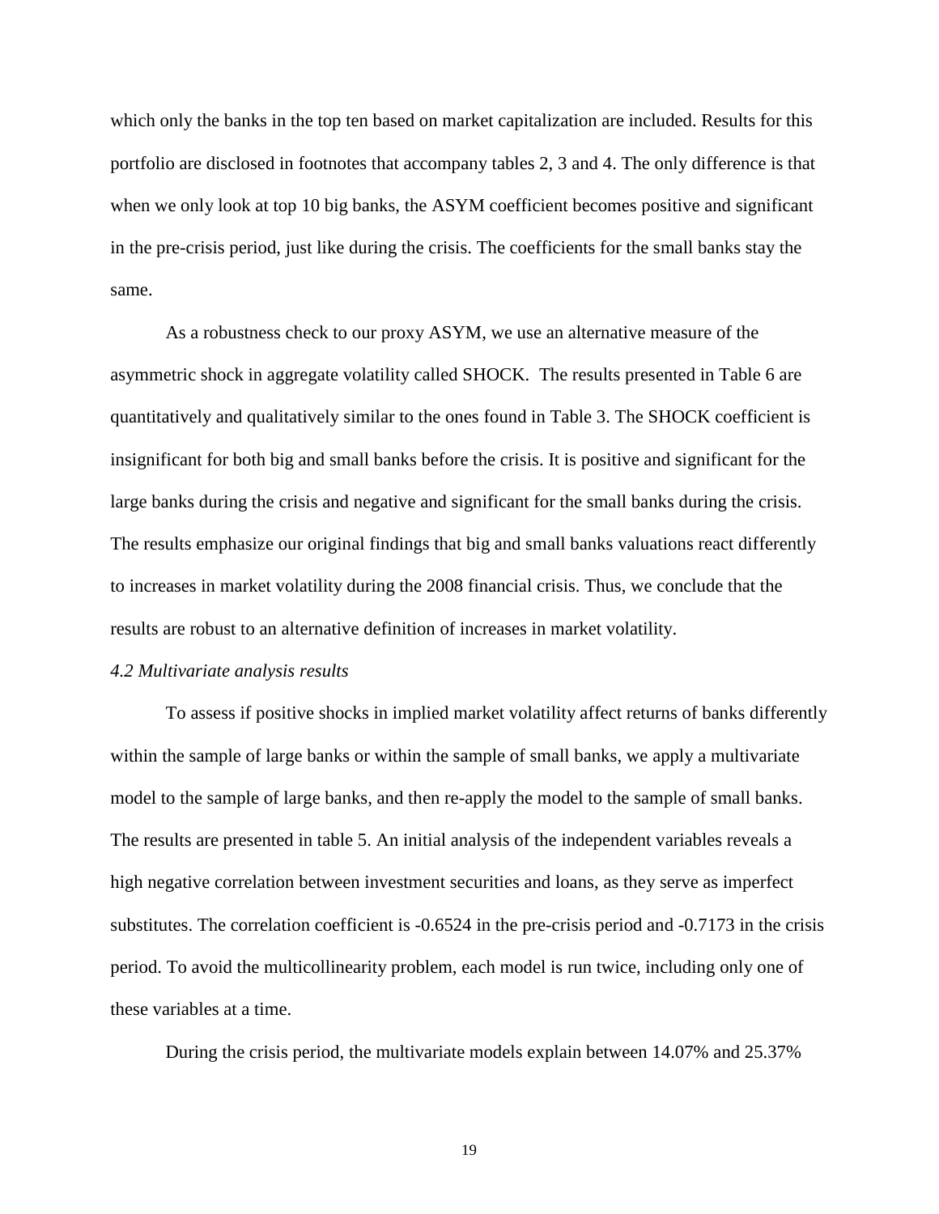which only the banks in the top ten based on market capitalization are included. Results for this portfolio are disclosed in footnotes that accompany tables 2, 3 and 4. The only difference is that when we only look at top 10 big banks, the ASYM coefficient becomes positive and significant in the pre-crisis period, just like during the crisis. The coefficients for the small banks stay the same.

As a robustness check to our proxy ASYM, we use an alternative measure of the asymmetric shock in aggregate volatility called SHOCK. The results presented in Table 6 are quantitatively and qualitatively similar to the ones found in Table 3. The SHOCK coefficient is insignificant for both big and small banks before the crisis. It is positive and significant for the large banks during the crisis and negative and significant for the small banks during the crisis. The results emphasize our original findings that big and small banks valuations react differently to increases in market volatility during the 2008 financial crisis. Thus, we conclude that the results are robust to an alternative definition of increases in market volatility.

*4.2 Multivariate analysis results*

To assess if positive shocks in implied market volatility affect returns of banks differently within the sample of large banks or within the sample of small banks, we apply a multivariate model to the sample of large banks, and then re-apply the model to the sample of small banks. The results are presented in table 5. An initial analysis of the independent variables reveals a high negative correlation between investment securities and loans, as they serve as imperfect substitutes. The correlation coefficient is -0.6524 in the pre-crisis period and -0.7173 in the crisis period. To avoid the multicollinearity problem, each model is run twice, including only one of these variables at a time.

During the crisis period, the multivariate models explain between 14.07% and 25.37%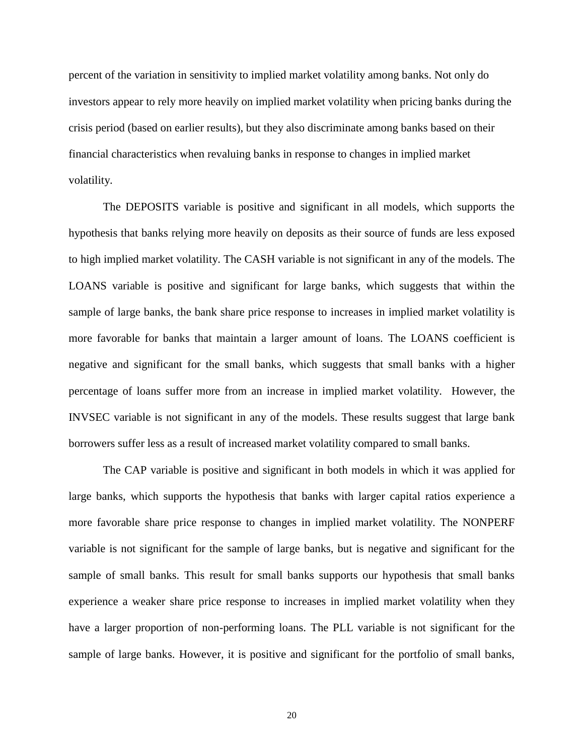percent of the variation in sensitivity to implied market volatility among banks. Not only do investors appear to rely more heavily on implied market volatility when pricing banks during the crisis period (based on earlier results), but they also discriminate among banks based on their financial characteristics when revaluing banks in response to changes in implied market volatility.

The DEPOSITS variable is positive and significant in all models, which supports the hypothesis that banks relying more heavily on deposits as their source of funds are less exposed to high implied market volatility. The CASH variable is not significant in any of the models. The LOANS variable is positive and significant for large banks, which suggests that within the sample of large banks, the bank share price response to increases in implied market volatility is more favorable for banks that maintain a larger amount of loans. The LOANS coefficient is negative and significant for the small banks, which suggests that small banks with a higher percentage of loans suffer more from an increase in implied market volatility. However, the INVSEC variable is not significant in any of the models. These results suggest that large bank borrowers suffer less as a result of increased market volatility compared to small banks.

The CAP variable is positive and significant in both models in which it was applied for large banks, which supports the hypothesis that banks with larger capital ratios experience a more favorable share price response to changes in implied market volatility. The NONPERF variable is not significant for the sample of large banks, but is negative and significant for the sample of small banks. This result for small banks supports our hypothesis that small banks experience a weaker share price response to increases in implied market volatility when they have a larger proportion of non-performing loans. The PLL variable is not significant for the sample of large banks. However, it is positive and significant for the portfolio of small banks,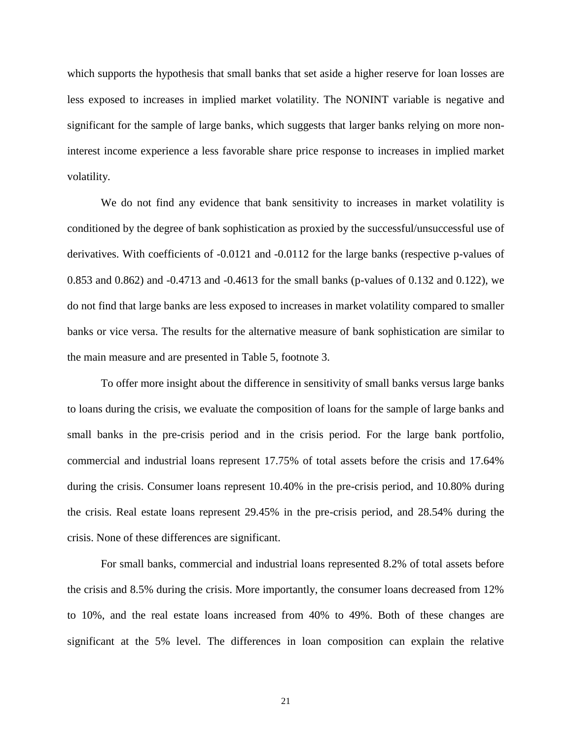which supports the hypothesis that small banks that set aside a higher reserve for loan losses are less exposed to increases in implied market volatility. The NONINT variable is negative and significant for the sample of large banks, which suggests that larger banks relying on more non-interest income experience a less favorable share price response to increases in implied market volatility.

We do not find any evidence that bank sensitivity to increases in market volatility is conditioned by the degree of bank sophistication as proxied by the successful/unsuccessful use of derivatives. With coefficients of -0.0121 and -0.0112 for the large banks (respective p-values of 0.853 and 0.862) and -0.4713 and -0.4613 for the small banks (p-values of 0.132 and 0.122), we do not find that large banks are less exposed to increases in market volatility compared to smaller banks or vice versa. The results for the alternative measure of bank sophistication are similar to the main measure and are presented in Table 5, footnote 3.

To offer more insight about the difference in sensitivity of small banks versus large banks to loans during the crisis, we evaluate the composition of loans for the sample of large banks and small banks in the pre-crisis period and in the crisis period. For the large bank portfolio, commercial and industrial loans represent 17.75% of total assets before the crisis and 17.64% during the crisis. Consumer loans represent 10.40% in the pre-crisis period, and 10.80% during the crisis. Real estate loans represent 29.45% in the pre-crisis period, and 28.54% during the crisis. None of these differences are significant.

For small banks, commercial and industrial loans represented 8.2% of total assets before the crisis and 8.5% during the crisis. More importantly, the consumer loans decreased from 12% to 10%, and the real estate loans increased from 40% to 49%. Both of these changes are significant at the 5% level. The differences in loan composition can explain the relative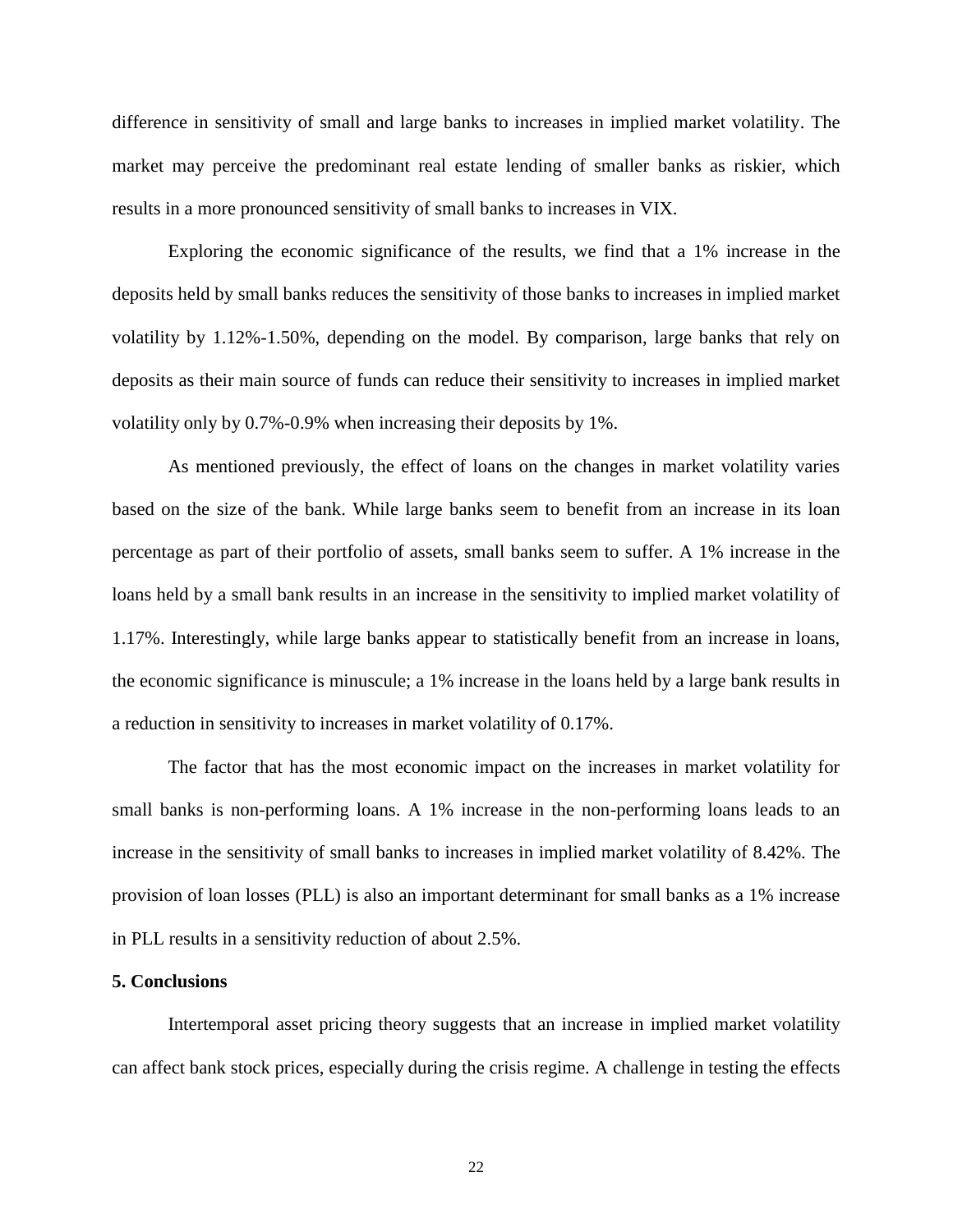difference in sensitivity of small and large banks to increases in implied market volatility. The market may perceive the predominant real estate lending of smaller banks as riskier, which results in a more pronounced sensitivity of small banks to increases in VIX.

Exploring the economic significance of the results, we find that a 1% increase in the deposits held by small banks reduces the sensitivity of those banks to increases in implied market volatility by 1.12%-1.50%, depending on the model. By comparison, large banks that rely on deposits as their main source of funds can reduce their sensitivity to increases in implied market volatility only by 0.7%-0.9% when increasing their deposits by 1%.

As mentioned previously, the effect of loans on the changes in market volatility varies based on the size of the bank. While large banks seem to benefit from an increase in its loan percentage as part of their portfolio of assets, small banks seem to suffer. A 1% increase in the loans held by a small bank results in an increase in the sensitivity to implied market volatility of 1.17%. Interestingly, while large banks appear to statistically benefit from an increase in loans, the economic significance is minuscule; a 1% increase in the loans held by a large bank results in a reduction in sensitivity to increases in market volatility of 0.17%.

The factor that has the most economic impact on the increases in market volatility for small banks is non-performing loans. A 1% increase in the non-performing loans leads to an increase in the sensitivity of small banks to increases in implied market volatility of 8.42%. The provision of loan losses (PLL) is also an important determinant for small banks as a 1% increase in PLL results in a sensitivity reduction of about 2.5%.

## 5. Conclusions

Intertemporal asset pricing theory suggests that an increase in implied market volatility can affect bank stock prices, especially during the crisis regime. A challenge in testing the effects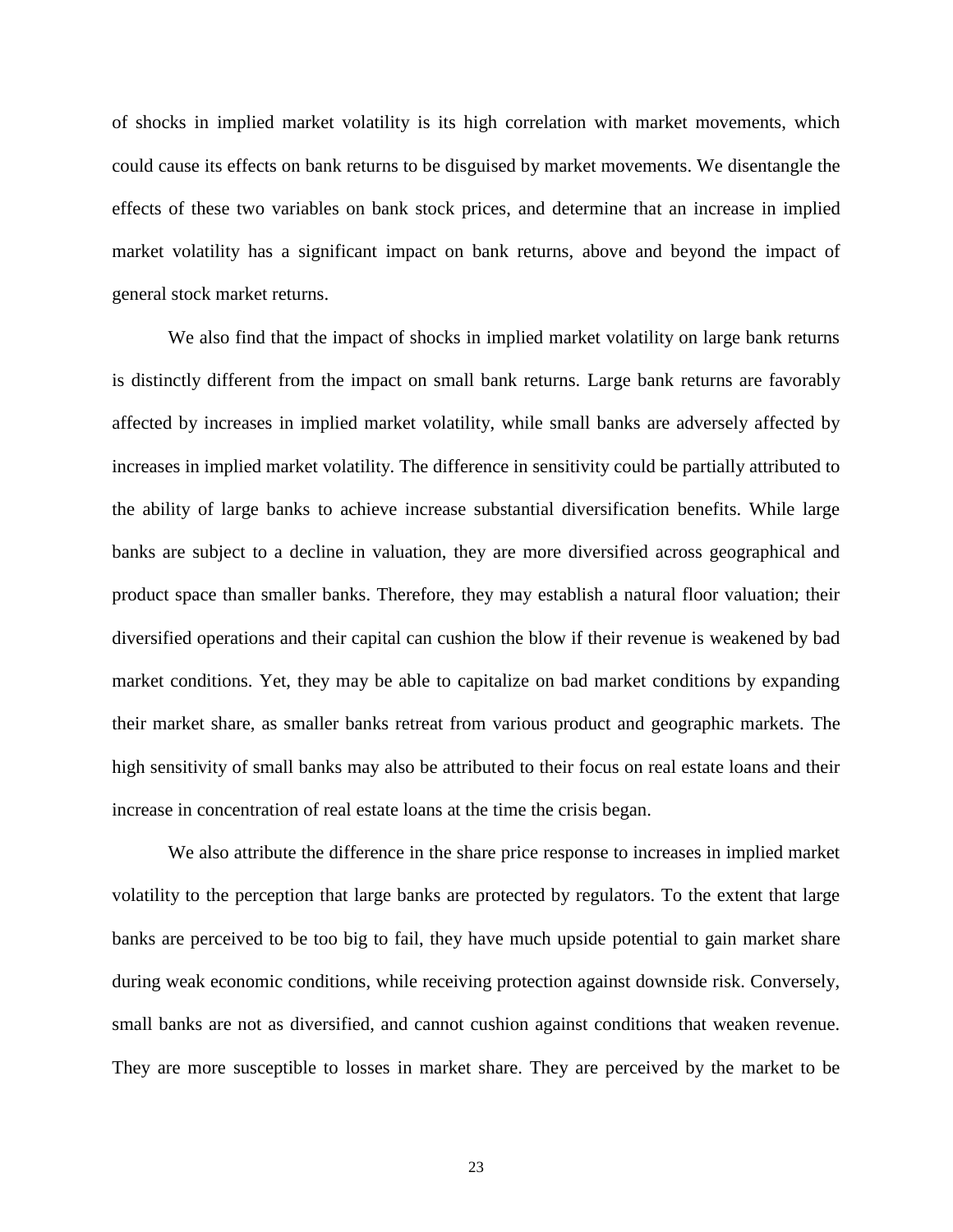of shocks in implied market volatility is its high correlation with market movements, which could cause its effects on bank returns to be disguised by market movements. We disentangle the effects of these two variables on bank stock prices, and determine that an increase in implied market volatility has a significant impact on bank returns, above and beyond the impact of general stock market returns.

We also find that the impact of shocks in implied market volatility on large bank returns is distinctly different from the impact on small bank returns. Large bank returns are favorably affected by increases in implied market volatility, while small banks are adversely affected by increases in implied market volatility. The difference in sensitivity could be partially attributed to the ability of large banks to achieve increase substantial diversification benefits. While large banks are subject to a decline in valuation, they are more diversified across geographical and product space than smaller banks. Therefore, they may establish a natural floor valuation; their diversified operations and their capital can cushion the blow if their revenue is weakened by bad market conditions. Yet, they may be able to capitalize on bad market conditions by expanding their market share, as smaller banks retreat from various product and geographic markets. The high sensitivity of small banks may also be attributed to their focus on real estate loans and their increase in concentration of real estate loans at the time the crisis began.

We also attribute the difference in the share price response to increases in implied market volatility to the perception that large banks are protected by regulators. To the extent that large banks are perceived to be too big to fail, they have much upside potential to gain market share during weak economic conditions, while receiving protection against downside risk. Conversely, small banks are not as diversified, and cannot cushion against conditions that weaken revenue. They are more susceptible to losses in market share. They are perceived by the market to be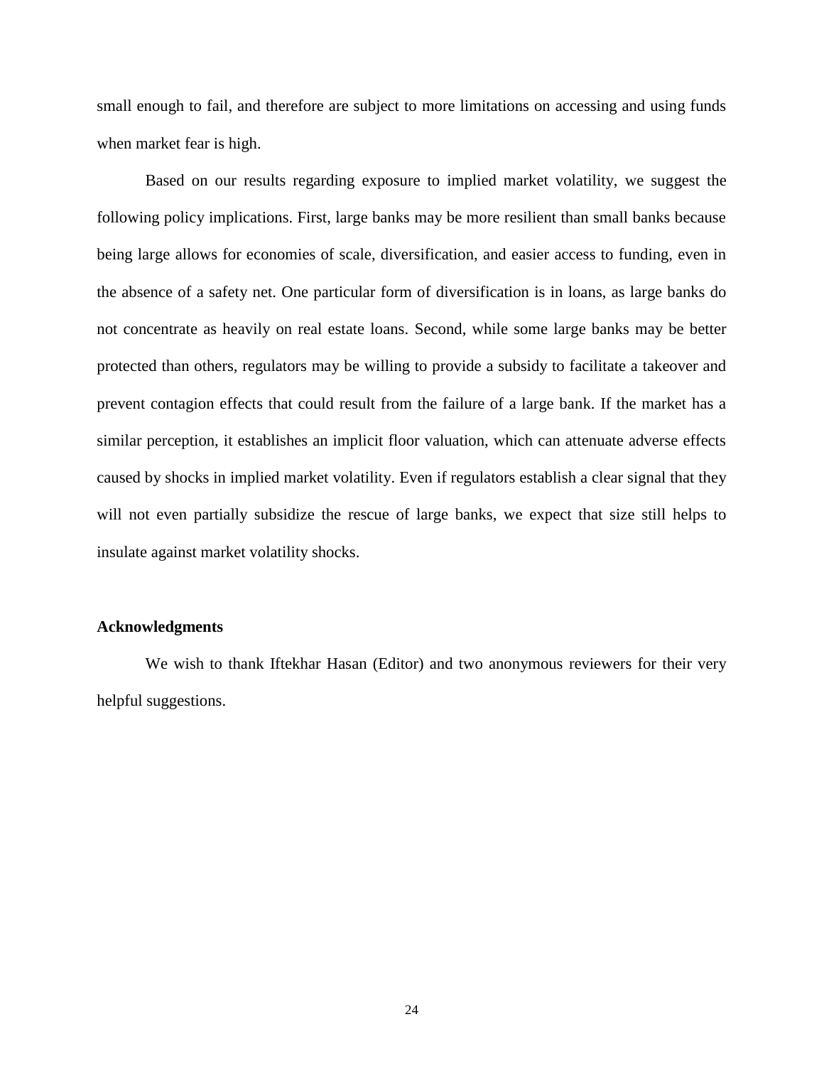small enough to fail, and therefore are subject to more limitations on accessing and using funds when market fear is high.

Based on our results regarding exposure to implied market volatility, we suggest the following policy implications. First, large banks may be more resilient than small banks because being large allows for economies of scale, diversification, and easier access to funding, even in the absence of a safety net. One particular form of diversification is in loans, as large banks do not concentrate as heavily on real estate loans. Second, while some large banks may be better protected than others, regulators may be willing to provide a subsidy to facilitate a takeover and prevent contagion effects that could result from the failure of a large bank. If the market has a similar perception, it establishes an implicit floor valuation, which can attenuate adverse effects caused by shocks in implied market volatility. Even if regulators establish a clear signal that they will not even partially subsidize the rescue of large banks, we expect that size still helps to insulate against market volatility shocks.

## Acknowledgments

We wish to thank Iftekhar Hasan (Editor) and two anonymous reviewers for their very helpful suggestions.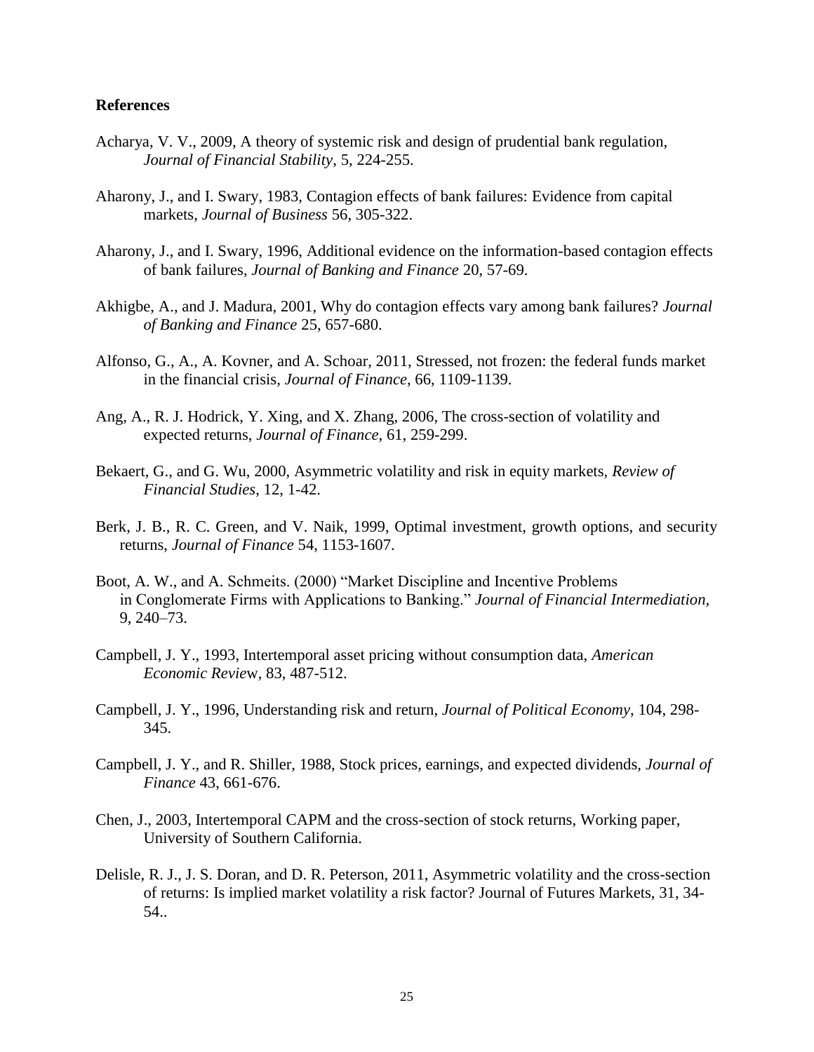**References**

Acharya, V. V., 2009, A theory of systemic risk and design of prudential bank regulation, *Journal of Financial Stability*, 5, 224-255.

Aharony, J., and I. Swary, 1983, Contagion effects of bank failures: Evidence from capital markets, *Journal of Business* 56, 305-322.

Aharony, J., and I. Swary, 1996, Additional evidence on the information-based contagion effects of bank failures, *Journal of Banking and Finance* 20, 57-69.

Akhigbe, A., and J. Madura, 2001, Why do contagion effects vary among bank failures? *Journal of Banking and Finance* 25, 657-680.

Alfonso, G., A., A. Kovner, and A. Schoar, 2011, Stressed, not frozen: the federal funds market in the financial crisis, *Journal of Finance*, 66, 1109-1139.

Ang, A., R. J. Hodrick, Y. Xing, and X. Zhang, 2006, The cross-section of volatility and expected returns, *Journal of Finance*, 61, 259-299.

Bekaert, G., and G. Wu, 2000, Asymmetric volatility and risk in equity markets, *Review of Financial Studies*, 12, 1-42.

Berk, J. B., R. C. Green, and V. Naik, 1999, Optimal investment, growth options, and security returns, *Journal of Finance* 54, 1153-1607.

Boot, A. W., and A. Schmeits. (2000) "Market Discipline and Incentive Problems in Conglomerate Firms with Applications to Banking." *Journal of Financial Intermediation*, 9, 240–73.

Campbell, J. Y., 1993, Intertemporal asset pricing without consumption data, *American Economic Review*, 83, 487-512.

Campbell, J. Y., 1996, Understanding risk and return, *Journal of Political Economy*, 104, 298-345.

Campbell, J. Y., and R. Shiller, 1988, Stock prices, earnings, and expected dividends, *Journal of Finance* 43, 661-676.

Chen, J., 2003, Intertemporal CAPM and the cross-section of stock returns, Working paper, University of Southern California.

Delisle, R. J., J. S. Doran, and D. R. Peterson, 2011, Asymmetric volatility and the cross-section of returns: Is implied market volatility a risk factor? Journal of Futures Markets, 31, 34-54..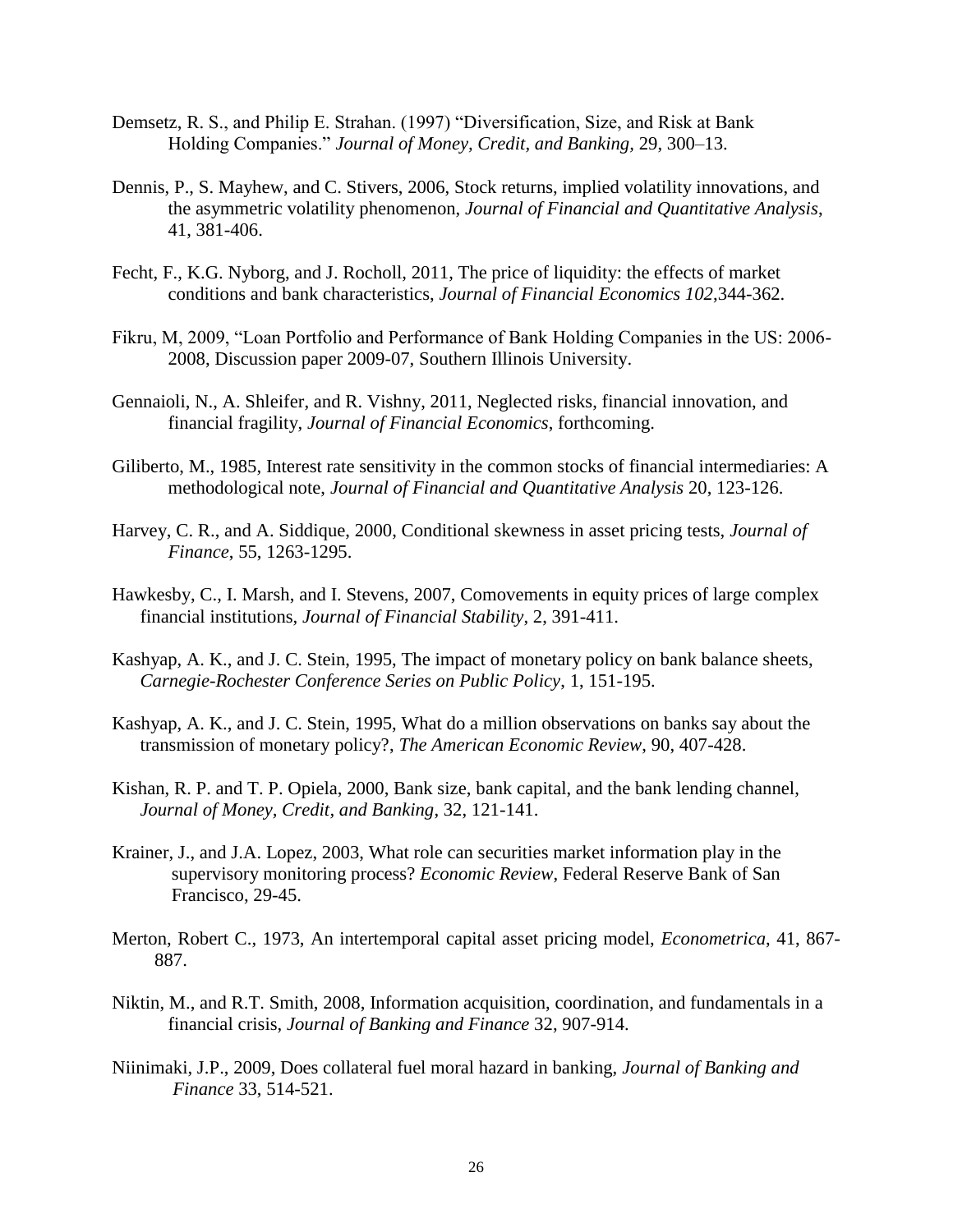Demsetz, R. S., and Philip E. Strahan. (1997) "Diversification, Size, and Risk at Bank Holding Companies." *Journal of Money, Credit, and Banking,* 29, 300–13.

Dennis, P., S. Mayhew, and C. Stivers, 2006, Stock returns, implied volatility innovations, and the asymmetric volatility phenomenon, *Journal of Financial and Quantitative Analysis*, 41, 381-406.

Fecht, F., K.G. Nyborg, and J. Rocholl, 2011, The price of liquidity: the effects of market conditions and bank characteristics, *Journal of Financial Economics 102*,344-362.

Fikru, M, 2009, "Loan Portfolio and Performance of Bank Holding Companies in the US: 2006-2008, Discussion paper 2009-07, Southern Illinois University.

Gennaioli, N., A. Shleifer, and R. Vishny, 2011, Neglected risks, financial innovation, and financial fragility, *Journal of Financial Economics*, forthcoming.

Giliberto, M., 1985, Interest rate sensitivity in the common stocks of financial intermediaries: A methodological note, *Journal of Financial and Quantitative Analysis* 20, 123-126.

Harvey, C. R., and A. Siddique, 2000, Conditional skewness in asset pricing tests, *Journal of Finance*, 55, 1263-1295.

Hawkesby, C., I. Marsh, and I. Stevens, 2007, Comovements in equity prices of large complex financial institutions, *Journal of Financial Stability*, 2, 391-411.

Kashyap, A. K., and J. C. Stein, 1995, The impact of monetary policy on bank balance sheets, *Carnegie-Rochester Conference Series on Public Policy*, 1, 151-195.

Kashyap, A. K., and J. C. Stein, 1995, What do a million observations on banks say about the transmission of monetary policy?, *The American Economic Review*, 90, 407-428.

Kishan, R. P. and T. P. Opiela, 2000, Bank size, bank capital, and the bank lending channel, *Journal of Money, Credit, and Banking*, 32, 121-141.

Krainer, J., and J.A. Lopez, 2003, What role can securities market information play in the supervisory monitoring process? *Economic Review*, Federal Reserve Bank of San Francisco, 29-45.

Merton, Robert C., 1973, An intertemporal capital asset pricing model, *Econometrica*, 41, 867-887.

Niktin, M., and R.T. Smith, 2008, Information acquisition, coordination, and fundamentals in a financial crisis, *Journal of Banking and Finance* 32, 907-914.

Niinimaki, J.P., 2009, Does collateral fuel moral hazard in banking, *Journal of Banking and Finance* 33, 514-521.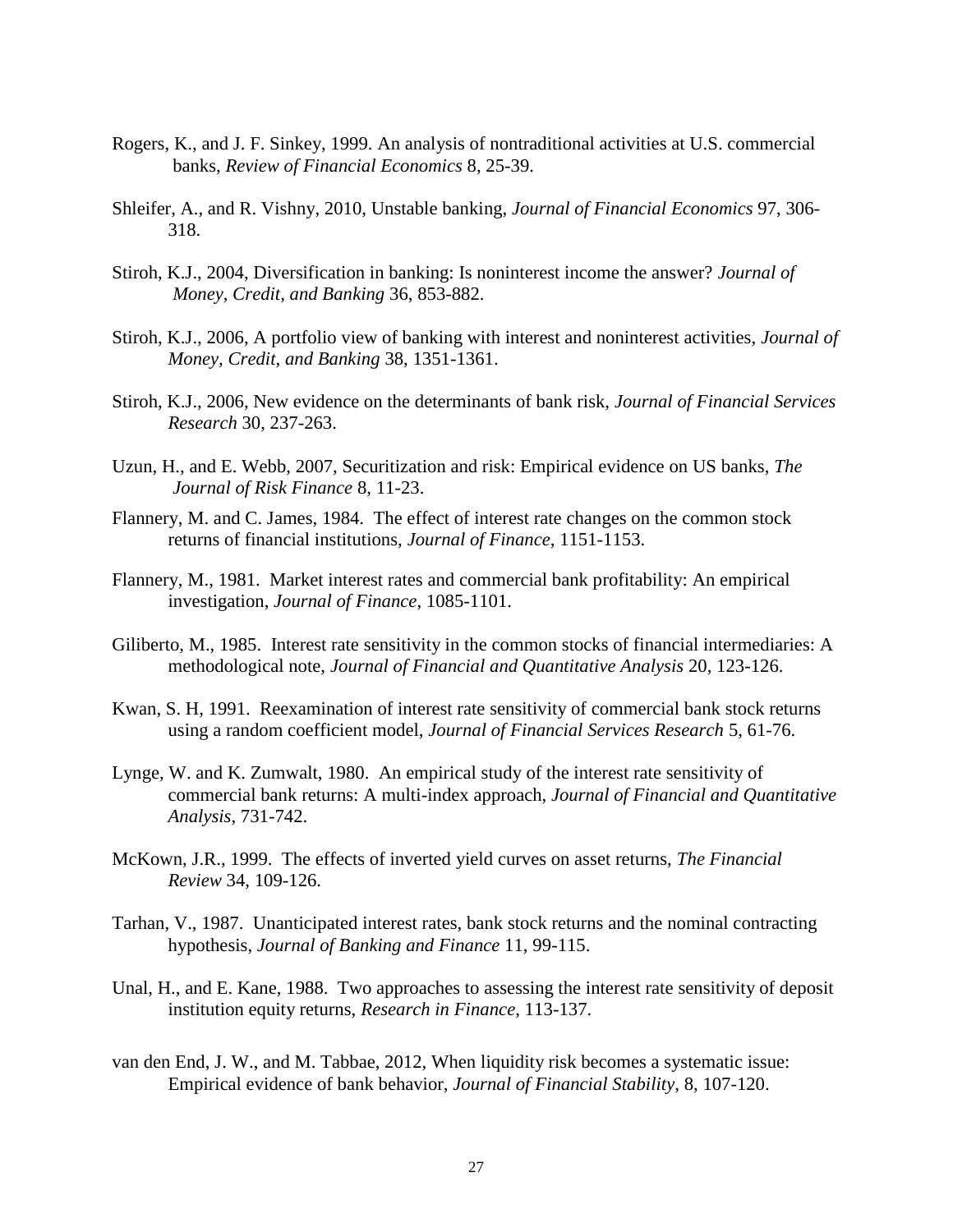Rogers, K., and J. F. Sinkey, 1999. An analysis of nontraditional activities at U.S. commercial banks, *Review of Financial Economics* 8, 25-39.

Shleifer, A., and R. Vishny, 2010, Unstable banking, *Journal of Financial Economics* 97, 306-318.

Stiroh, K.J., 2004, Diversification in banking: Is noninterest income the answer? *Journal of Money, Credit, and Banking* 36, 853-882.

Stiroh, K.J., 2006, A portfolio view of banking with interest and noninterest activities, *Journal of Money, Credit, and Banking* 38, 1351-1361.

Stiroh, K.J., 2006, New evidence on the determinants of bank risk, *Journal of Financial Services Research* 30, 237-263.

Uzun, H., and E. Webb, 2007, Securitization and risk: Empirical evidence on US banks, *The Journal of Risk Finance* 8, 11-23.

Flannery, M. and C. James, 1984. The effect of interest rate changes on the common stock returns of financial institutions, *Journal of Finance*, 1151-1153.

Flannery, M., 1981. Market interest rates and commercial bank profitability: An empirical investigation, *Journal of Finance*, 1085-1101.

Giliberto, M., 1985. Interest rate sensitivity in the common stocks of financial intermediaries: A methodological note, *Journal of Financial and Quantitative Analysis* 20, 123-126.

Kwan, S. H, 1991. Reexamination of interest rate sensitivity of commercial bank stock returns using a random coefficient model, *Journal of Financial Services Research* 5, 61-76.

Lynge, W. and K. Zumwalt, 1980. An empirical study of the interest rate sensitivity of commercial bank returns: A multi-index approach, *Journal of Financial and Quantitative Analysis*, 731-742.

McKown, J.R., 1999. The effects of inverted yield curves on asset returns, *The Financial Review* 34, 109-126.

Tarhan, V., 1987. Unanticipated interest rates, bank stock returns and the nominal contracting hypothesis, *Journal of Banking and Finance* 11, 99-115.

Unal, H., and E. Kane, 1988. Two approaches to assessing the interest rate sensitivity of deposit institution equity returns, *Research in Finance*, 113-137.

van den End, J. W., and M. Tabbae, 2012, When liquidity risk becomes a systematic issue: Empirical evidence of bank behavior, *Journal of Financial Stability*, 8, 107-120.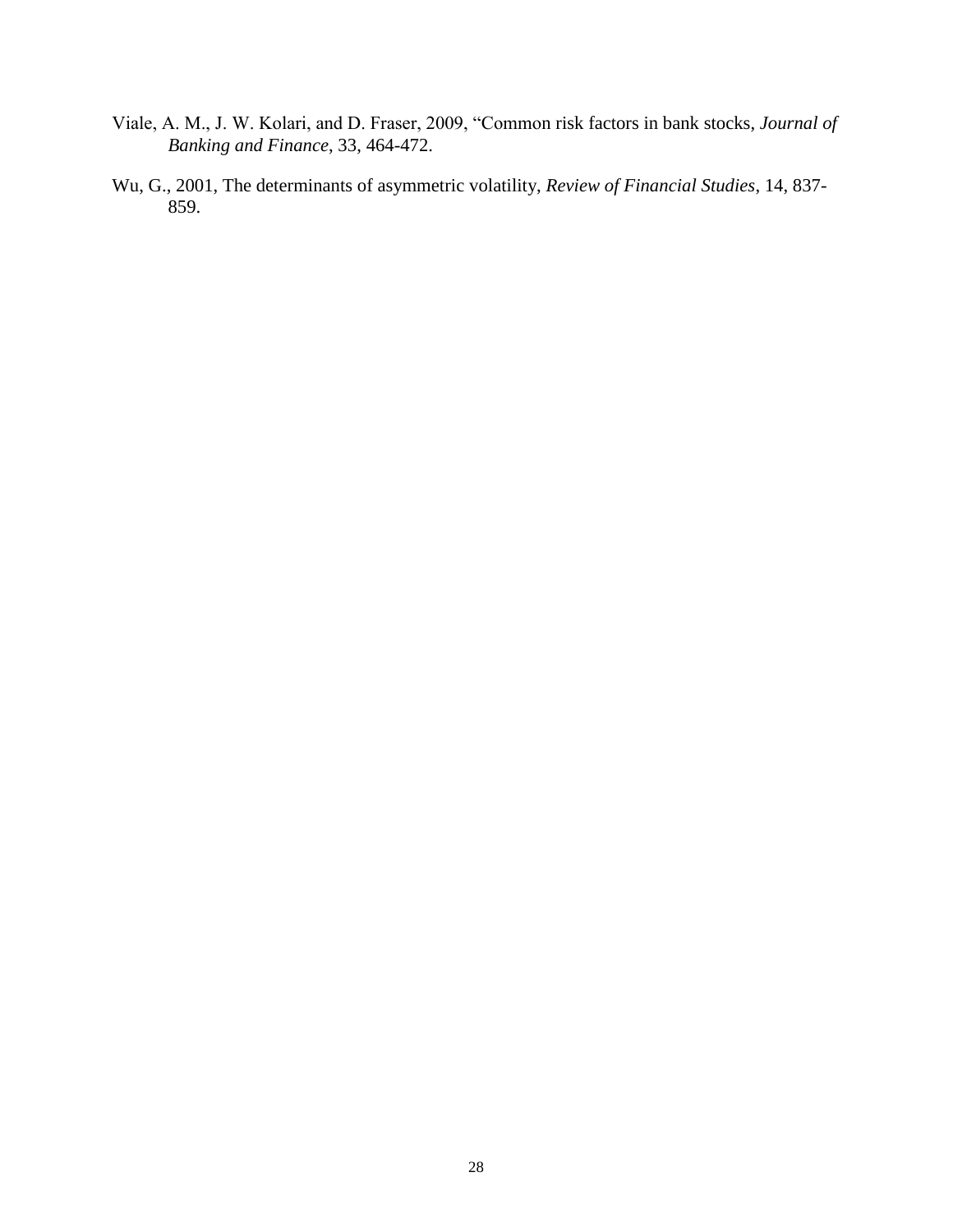Viale, A. M., J. W. Kolari, and D. Fraser, 2009, "Common risk factors in bank stocks, *Journal of Banking and Finance*, 33, 464-472.

Wu, G., 2001, The determinants of asymmetric volatility, *Review of Financial Studies*, 14, 837-859.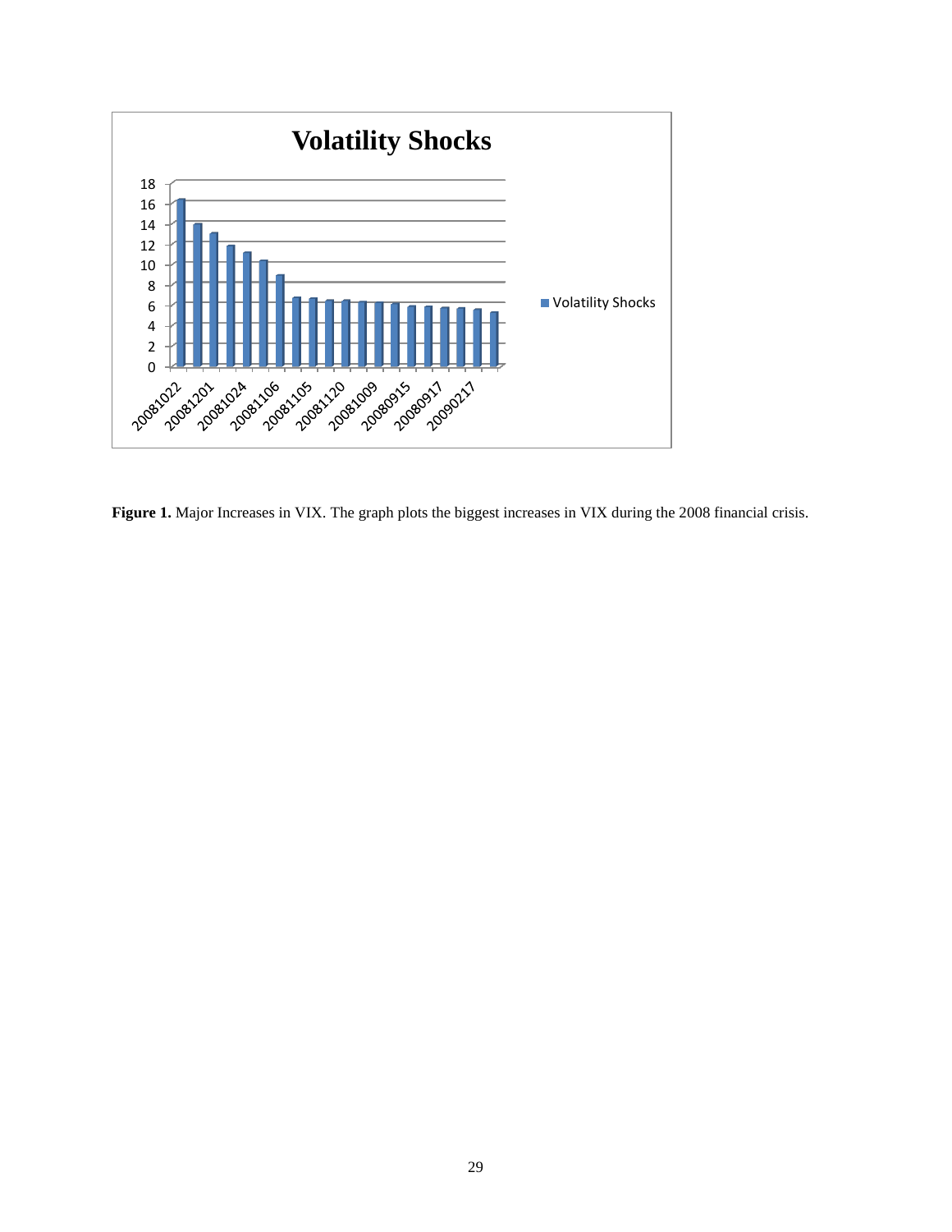**Figure 1.** Major Increases in VIX. The graph plots the biggest increases in VIX during the 2008 financial crisis.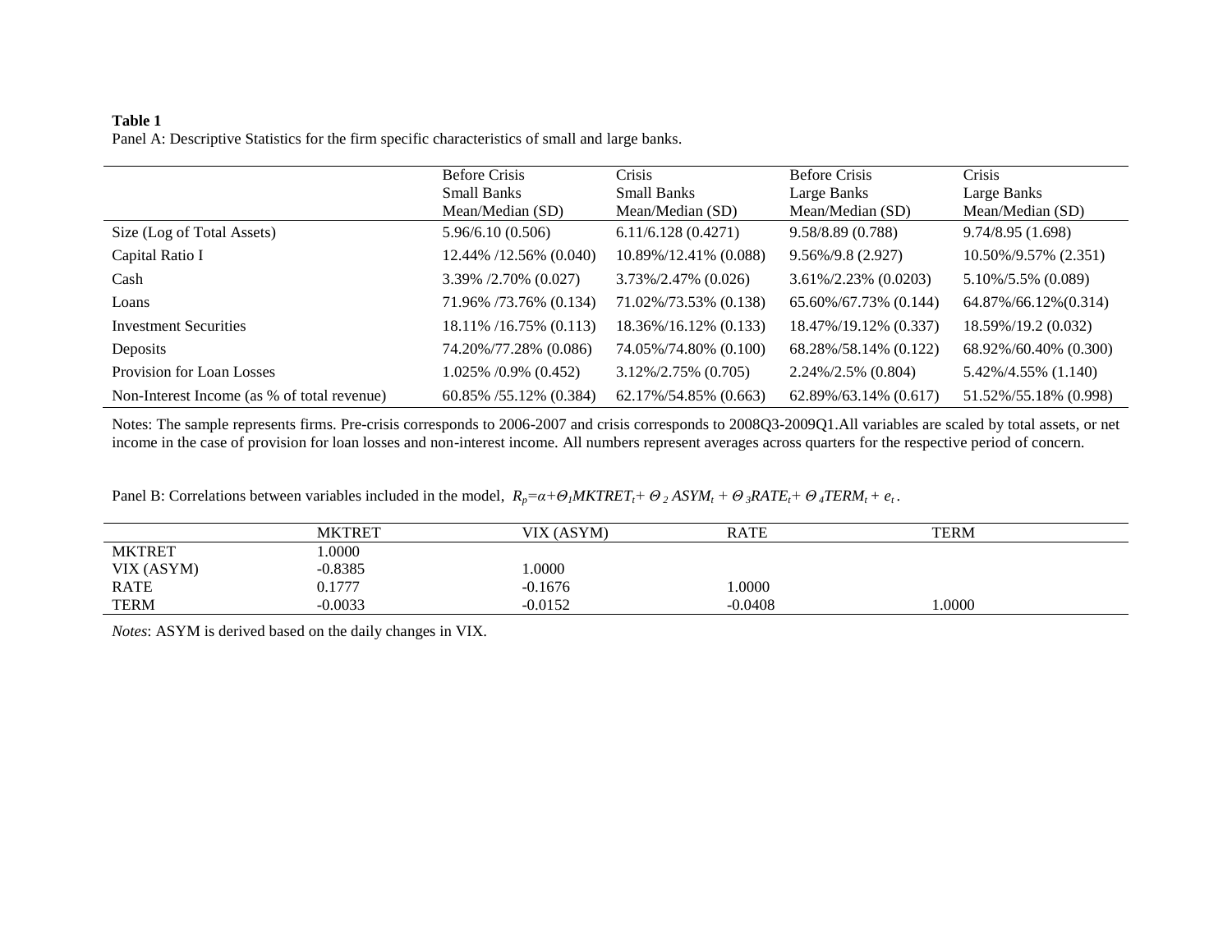**Table 1**

Panel A: Descriptive Statistics for the firm specific characteristics of small and large banks.

| | Before Crisis Small Banks Mean/Median (SD) | Crisis Small Banks Mean/Median (SD) | Before Crisis Large Banks Mean/Median (SD) | Crisis Large Banks Mean/Median (SD) |
|---|---|---|---|---|
| Size (Log of Total Assets) | 5.96/6.10 (0.506) | 6.11/6.128 (0.4271) | 9.58/8.89 (0.788) | 9.74/8.95 (1.698) |
| Capital Ratio I | 12.44% /12.56% (0.040) | 10.89%/12.41% (0.088) | 9.56%/9.8 (2.927) | 10.50%/9.57% (2.351) |
| Cash | 3.39% /2.70% (0.027) | 3.73%/2.47% (0.026) | 3.61%/2.23% (0.0203) | 5.10%/5.5% (0.089) |
| Loans | 71.96% /73.76% (0.134) | 71.02%/73.53% (0.138) | 65.60%/67.73% (0.144) | 64.87%/66.12%(0.314) |
| Investment Securities | 18.11% /16.75% (0.113) | 18.36%/16.12% (0.133) | 18.47%/19.12% (0.337) | 18.59%/19.2 (0.032) |
| Deposits | 74.20%/77.28% (0.086) | 74.05%/74.80% (0.100) | 68.28%/58.14% (0.122) | 68.92%/60.40% (0.300) |
| Provision for Loan Losses | 1.025% /0.9% (0.452) | 3.12%/2.75% (0.705) | 2.24%/2.5% (0.804) | 5.42%/4.55% (1.140) |
| Non-Interest Income (as % of total revenue) | 60.85% /55.12% (0.384) | 62.17%/54.85% (0.663) | 62.89%/63.14% (0.617) | 51.52%/55.18% (0.998) |

Notes: The sample represents firms. Pre-crisis corresponds to 2006-2007 and crisis corresponds to 2008Q3-2009Q1.All variables are scaled by total assets, or net income in the case of provision for loan losses and non-interest income. All numbers represent averages across quarters for the respective period of concern.

Panel B: Correlations between variables included in the model, $R_p=\alpha+\Theta_1 MKTRET_t+\Theta_2 ASYM_t+\Theta_3 RATE_t+\Theta_4 TERM_t+e_t$.

| | MKTRET | VIX (ASYM) | RATE | TERM |
|---|---|---|---|---|
| MKTRET | 1.0000 | | | |
| VIX (ASYM) | -0.8385 | 1.0000 | | |
| RATE | 0.1777 | -0.1676 | 1.0000 | |
| TERM | -0.0033 | -0.0152 | -0.0408 | 1.0000 |

*Notes*: ASYM is derived based on the daily changes in VIX.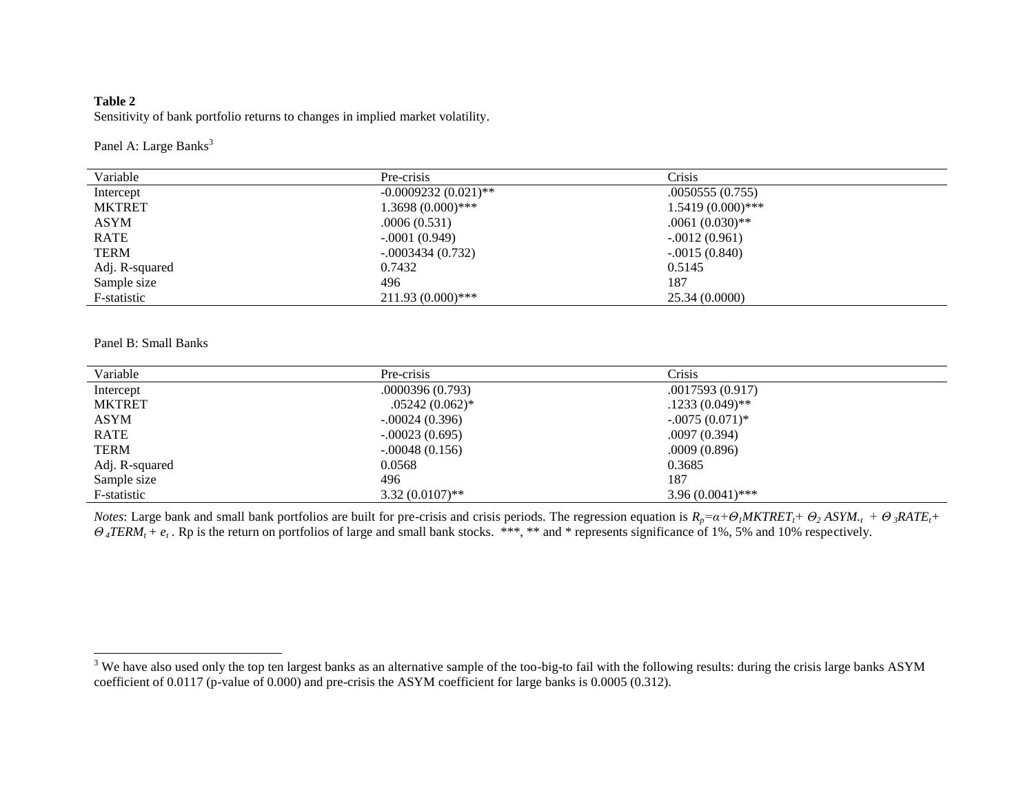**Table 2**

Sensitivity of bank portfolio returns to changes in implied market volatility.

Panel A: Large Banks[3]

| Variable | Pre-crisis | Crisis |
|---|---|---|
| Intercept | -0.0009232 (0.021)** | .0050555 (0.755) |
| MKTRET | 1.3698 (0.000)*** | 1.5419 (0.000)*** |
| ASYM | .0006 (0.531) | .0061 (0.030)** |
| RATE | -.0001 (0.949) | -.0012 (0.961) |
| TERM | -.0003434 (0.732) | -.0015 (0.840) |
| Adj. R-squared | 0.7432 | 0.5145 |
| Sample size | 496 | 187 |
| F-statistic | 211.93 (0.000)*** | 25.34 (0.0000) |

Panel B: Small Banks

| Variable | Pre-crisis | Crisis |
|---|---|---|
| Intercept | .0000396 (0.793) | .0017593 (0.917) |
| MKTRET | .05242 (0.062)* | .1233 (0.049)** |
| ASYM | -.00024 (0.396) | -.0075 (0.071)* |
| RATE | -.00023 (0.695) | .0097 (0.394) |
| TERM | -.00048 (0.156) | .0009 (0.896) |
| Adj. R-squared | 0.0568 | 0.3685 |
| Sample size | 496 | 187 |
| F-statistic | 3.32 (0.0107)** | 3.96 (0.0041)*** |

*Notes*: Large bank and small bank portfolios are built for pre-crisis and crisis periods. The regression equation is $R_p=\alpha+\Theta_1 MKTRET_t+ \Theta_2\, ASYM._t + \Theta_3 RATE_t+ \Theta_4 TERM_t + e_t$ . Rp is the return on portfolios of large and small bank stocks. ***, ** and * represents significance of 1%, 5% and 10% respectively.

[3] We have also used only the top ten largest banks as an alternative sample of the too-big-to fail with the following results: during the crisis large banks ASYM coefficient of 0.0117 (p-value of 0.000) and pre-crisis the ASYM coefficient for large banks is 0.0005 (0.312).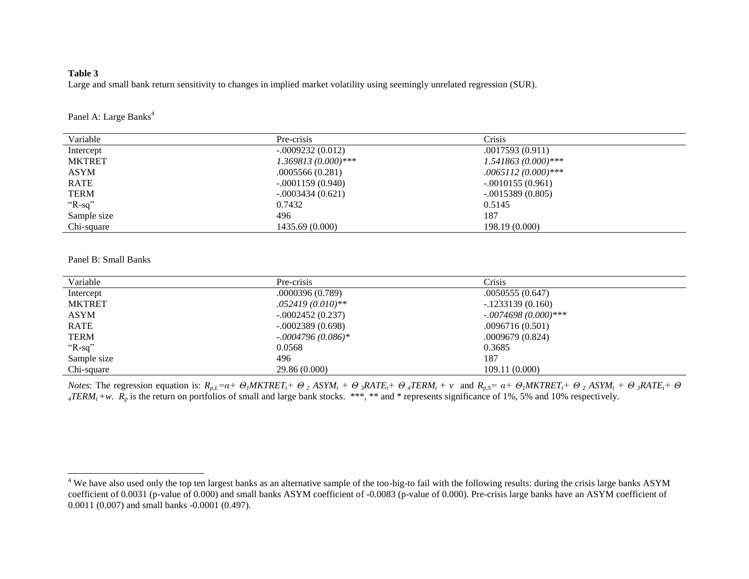**Table 3**

Large and small bank return sensitivity to changes in implied market volatility using seemingly unrelated regression (SUR).

Panel A: Large Banks[4]

| Variable | Pre-crisis | Crisis |
|---|---|---|
| Intercept | -.0009232 (0.012) | .0017593 (0.911) |
| MKTRET | *1.369813 (0.000)**** | *1.541863 (0.000)**** |
| ASYM | .0005566 (0.281) | *.0065112 (0.000)**** |
| RATE | -.0001159 (0.940) | -.0010155 (0.961) |
| TERM | -.0003434 (0.621) | -.0015389 (0.805) |
| "R-sq" | 0.7432 | 0.5145 |
| Sample size | 496 | 187 |
| Chi-square | 1435.69 (0.000) | 198.19 (0.000) |

Panel B: Small Banks

| Variable | Pre-crisis | Crisis |
|---|---|---|
| Intercept | .0000396 (0.789) | .0050555 (0.647) |
| MKTRET | *.052419 (0.010)*** | -.1233139 (0.160) |
| ASYM | -.0002452 (0.237) | *-.0074698 (0.000)**** |
| RATE | -.0002389 (0.698) | .0096716 (0.501) |
| TERM | *-.0004796 (0.086)** | .0009679 (0.824) |
| "R-sq" | 0.0568 | 0.3685 |
| Sample size | 496 | 187 |
| Chi-square | 29.86 (0.000) | 109.11 (0.000) |

*Notes*: The regression equation is: $R_{p,L}=\alpha+ \Theta_1 MKTRET_t+ \Theta_2\ ASYM_t + \Theta_3 RATE_t+ \Theta_4 TERM_t + v$ and $R_{p,S}= \alpha+ \Theta_1 MKTRET_t+ \Theta_2\ ASYM_t + \Theta_3 RATE_t+ \Theta_4 TERM_t +w$. $R_p$ is the return on portfolios of small and large bank stocks. ***, ** and * represents significance of 1%, 5% and 10% respectively.

[4] We have also used only the top ten largest banks as an alternative sample of the too-big-to fail with the following results: during the crisis large banks ASYM coefficient of 0.0031 (p-value of 0.000) and small banks ASYM coefficient of -0.0083 (p-value of 0.000). Pre-crisis large banks have an ASYM coefficient of 0.0011 (0.007) and small banks -0.0001 (0.497).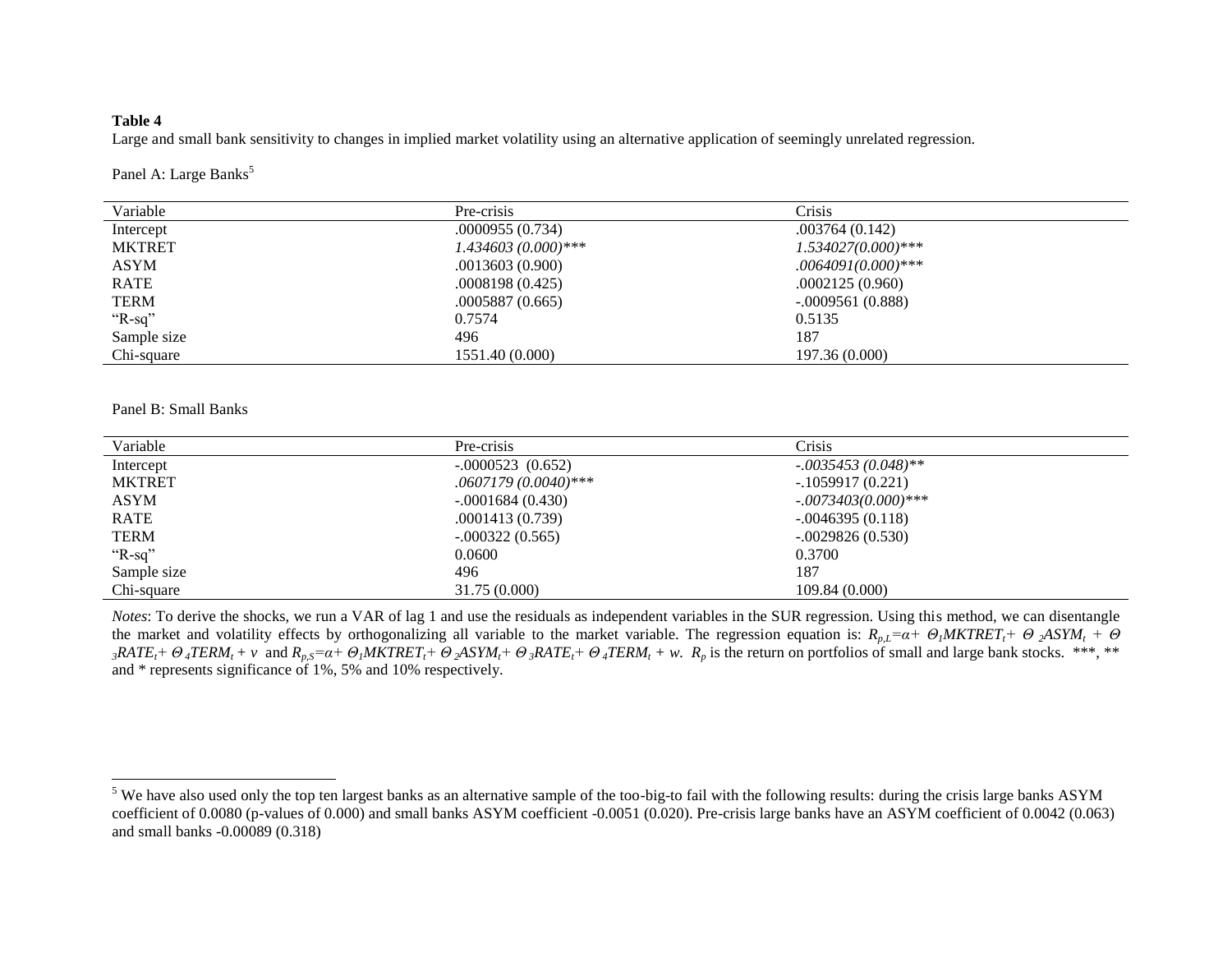**Table 4**

Large and small bank sensitivity to changes in implied market volatility using an alternative application of seemingly unrelated regression.

Panel A: Large Banks[5]

| Variable | Pre-crisis | Crisis |
|---|---|---|
| Intercept | .0000955 (0.734) | .003764 (0.142) |
| MKTRET | *1.434603 (0.000)****** | *1.534027(0.000)****** |
| ASYM | .0013603 (0.900) | *.0064091(0.000)****** |
| RATE | .0008198 (0.425) | .0002125 (0.960) |
| TERM | .0005887 (0.665) | -.0009561 (0.888) |
| "R-sq" | 0.7574 | 0.5135 |
| Sample size | 496 | 187 |
| Chi-square | 1551.40 (0.000) | 197.36 (0.000) |

Panel B: Small Banks

| Variable | Pre-crisis | Crisis |
|---|---|---|
| Intercept | -.0000523 (0.652) | *-.0035453 (0.048)**** |
| MKTRET | *.0607179 (0.0040)****** | -.1059917 (0.221) |
| ASYM | -.0001684 (0.430) | *-.0073403(0.000)****** |
| RATE | .0001413 (0.739) | -.0046395 (0.118) |
| TERM | -.000322 (0.565) | -.0029826 (0.530) |
| "R-sq" | 0.0600 | 0.3700 |
| Sample size | 496 | 187 |
| Chi-square | 31.75 (0.000) | 109.84 (0.000) |

*Notes*: To derive the shocks, we run a VAR of lag 1 and use the residuals as independent variables in the SUR regression. Using this method, we can disentangle the market and volatility effects by orthogonalizing all variable to the market variable. The regression equation is: $R_{p,L}=\alpha+ \Theta_1 MKTRET_t+ \Theta_2 ASYM_t + \Theta_3 RATE_t+ \Theta_4 TERM_t + v$ and $R_{p,S}=\alpha+ \Theta_1 MKTRET_t+ \Theta_2 ASYM_t+ \Theta_3 RATE_t+ \Theta_4 TERM_t + w$. $R_p$ is the return on portfolios of small and large bank stocks. ***, ** and * represents significance of 1%, 5% and 10% respectively.

[5] We have also used only the top ten largest banks as an alternative sample of the too-big-to fail with the following results: during the crisis large banks ASYM coefficient of 0.0080 (p-values of 0.000) and small banks ASYM coefficient -0.0051 (0.020). Pre-crisis large banks have an ASYM coefficient of 0.0042 (0.063) and small banks -0.00089 (0.318)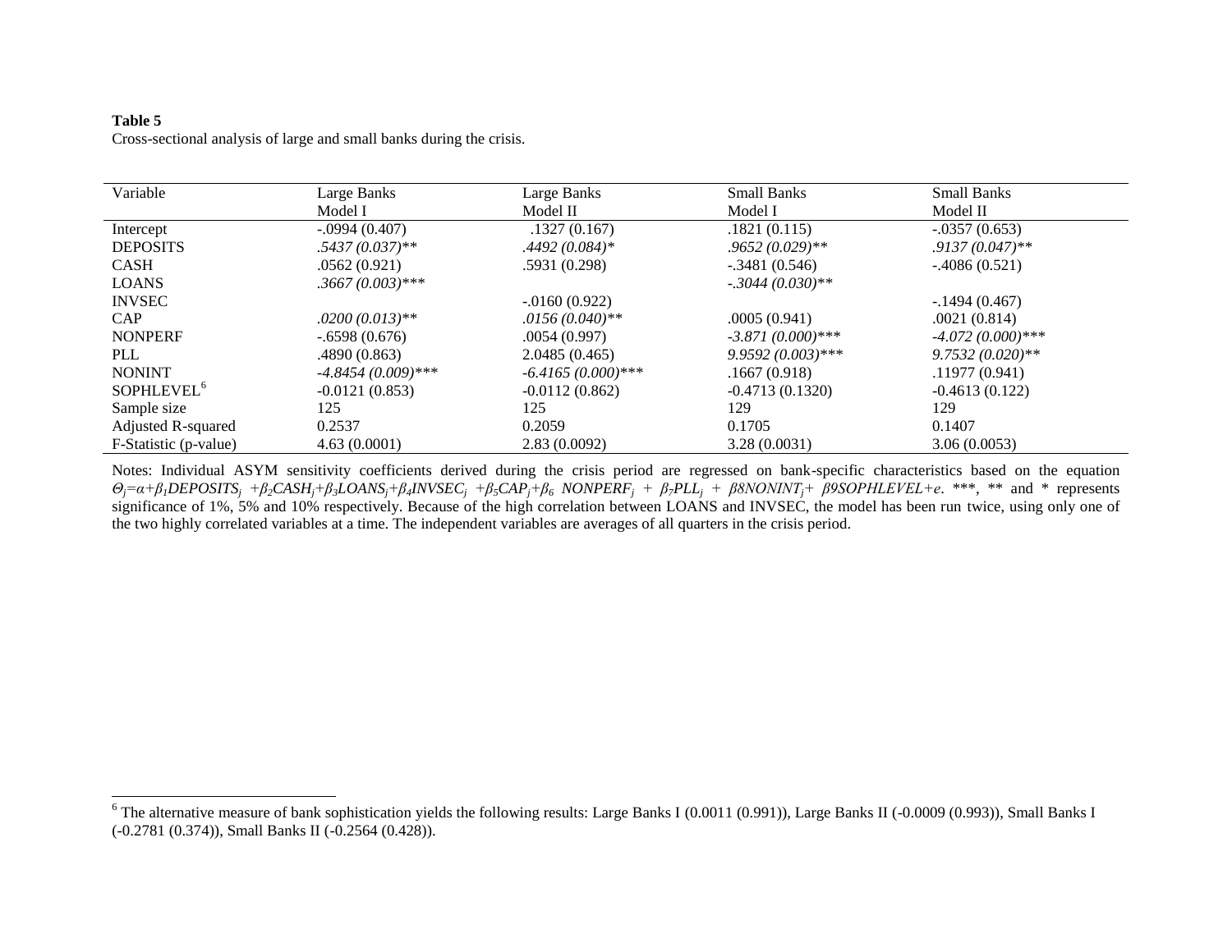**Table 5**
Cross-sectional analysis of large and small banks during the crisis.

| Variable | Large Banks Model I | Large Banks Model II | Small Banks Model I | Small Banks Model II |
|---|---|---|---|---|
| Intercept | -.0994 (0.407) | .1327 (0.167) | .1821 (0.115) | -.0357 (0.653) |
| DEPOSITS | *.5437 (0.037)\*\** | *.4492 (0.084)\** | *.9652 (0.029)\*\** | *.9137 (0.047)\*\** |
| CASH | .0562 (0.921) | .5931 (0.298) | -.3481 (0.546) | -.4086 (0.521) |
| LOANS | *.3667 (0.003)\*\*\** | | *-.3044 (0.030)\*\** | |
| INVSEC | | -.0160 (0.922) | | -.1494 (0.467) |
| CAP | *.0200 (0.013)\*\** | *.0156 (0.040)\*\** | .0005 (0.941) | .0021 (0.814) |
| NONPERF | -.6598 (0.676) | .0054 (0.997) | *-3.871 (0.000)\*\*\** | *-4.072 (0.000)\*\*\** |
| PLL | .4890 (0.863) | 2.0485 (0.465) | *9.9592 (0.003)\*\*\** | *9.7532 (0.020)\*\** |
| NONINT | *-4.8454 (0.009)\*\*\** | *-6.4165 (0.000)\*\*\** | .1667 (0.918) | .11977 (0.941) |
| SOPHLEVEL[6] | -0.0121 (0.853) | -0.0112 (0.862) | -0.4713 (0.1320) | -0.4613 (0.122) |
| Sample size | 125 | 125 | 129 | 129 |
| Adjusted R-squared | 0.2537 | 0.2059 | 0.1705 | 0.1407 |
| F-Statistic (p-value) | 4.63 (0.0001) | 2.83 (0.0092) | 3.28 (0.0031) | 3.06 (0.0053) |

Notes: Individual ASYM sensitivity coefficients derived during the crisis period are regressed on bank-specific characteristics based on the equation $\Theta_j=\alpha+\beta_1 DEPOSITS_j+\beta_2 CASH_j+\beta_3 LOANS_j+\beta_4 INVSEC_j+\beta_5 CAP_j+\beta_6\ NONPERF_j+\beta_7 PLL_j+\beta 8NONINT_j+\beta 9SOPHLEVEL+e$. \*\*\*, \*\* and \* represents significance of 1%, 5% and 10% respectively. Because of the high correlation between LOANS and INVSEC, the model has been run twice, using only one of the two highly correlated variables at a time. The independent variables are averages of all quarters in the crisis period.

[6] The alternative measure of bank sophistication yields the following results: Large Banks I (0.0011 (0.991)), Large Banks II (-0.0009 (0.993)), Small Banks I (-0.2781 (0.374)), Small Banks II (-0.2564 (0.428)).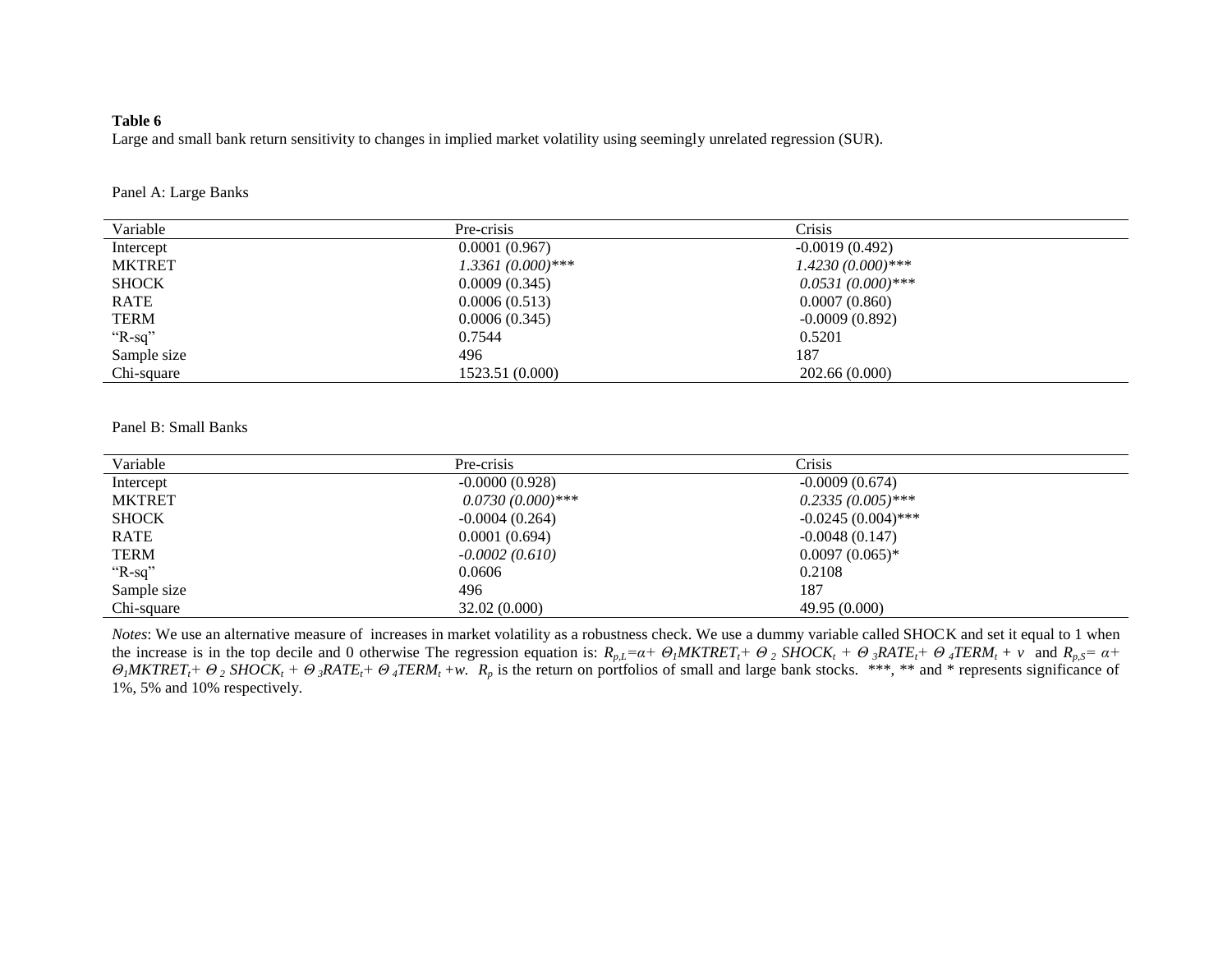**Table 6**
Large and small bank return sensitivity to changes in implied market volatility using seemingly unrelated regression (SUR).

Panel A: Large Banks

| Variable | Pre-crisis | Crisis |
|---|---|---|
| Intercept | 0.0001 (0.967) | -0.0019 (0.492) |
| MKTRET | *1.3361 (0.000)****** | *1.4230 (0.000)****** |
| SHOCK | 0.0009 (0.345) | *0.0531 (0.000)****** |
| RATE | 0.0006 (0.513) | 0.0007 (0.860) |
| TERM | 0.0006 (0.345) | -0.0009 (0.892) |
| "R-sq" | 0.7544 | 0.5201 |
| Sample size | 496 | 187 |
| Chi-square | 1523.51 (0.000) | 202.66 (0.000) |

Panel B: Small Banks

| Variable | Pre-crisis | Crisis |
|---|---|---|
| Intercept | -0.0000 (0.928) | -0.0009 (0.674) |
| MKTRET | *0.0730 (0.000)****** | *0.2335 (0.005)****** |
| SHOCK | -0.0004 (0.264) | -0.0245 (0.004)*** |
| RATE | 0.0001 (0.694) | -0.0048 (0.147) |
| TERM | *-0.0002 (0.610)* | 0.0097 (0.065)* |
| "R-sq" | 0.0606 | 0.2108 |
| Sample size | 496 | 187 |
| Chi-square | 32.02 (0.000) | 49.95 (0.000) |

*Notes*: We use an alternative measure of increases in market volatility as a robustness check. We use a dummy variable called SHOCK and set it equal to 1 when the increase is in the top decile and 0 otherwise The regression equation is: $R_{p,L}=\alpha+ \Theta_1 MKTRET_t+ \Theta_2 SHOCK_t + \Theta_3 RATE_t+ \Theta_4 TERM_t + v$ and $R_{p,S}= \alpha+ \Theta_1 MKTRET_t+ \Theta_2 SHOCK_t + \Theta_3 RATE_t+ \Theta_4 TERM_t +w$. $R_p$ is the return on portfolios of small and large bank stocks. ***, ** and * represents significance of 1%, 5% and 10% respectively.